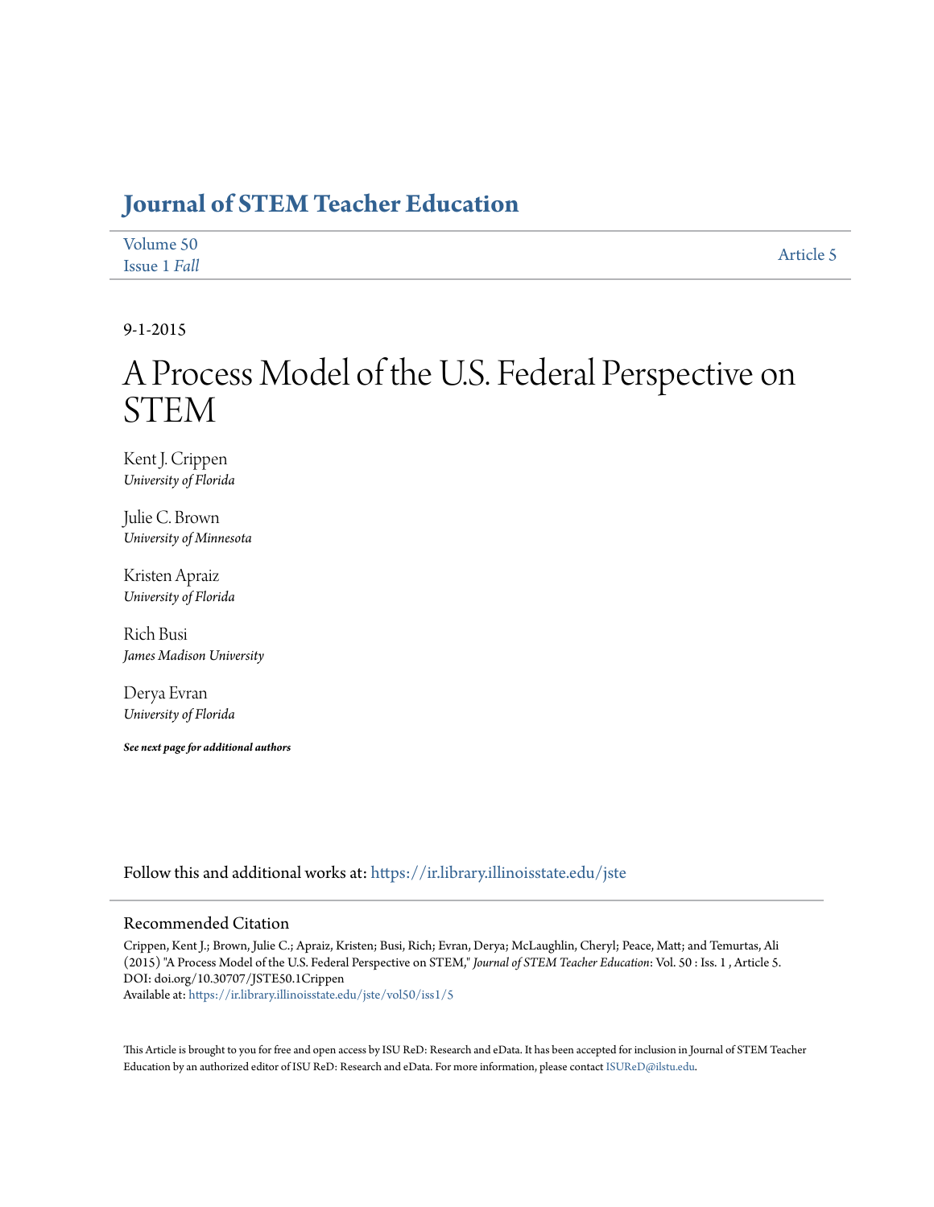# Journal of STEM Teacher Education

Volume 50
Issue 1 *Fall*

Article 5

9-1-2015

# A Process Model of the U.S. Federal Perspective on STEM

Kent J. Crippen
*University of Florida*

Julie C. Brown
*University of Minnesota*

Kristen Apraiz
*University of Florida*

Rich Busi
*James Madison University*

Derya Evran
*University of Florida*

***See next page for additional authors***

Follow this and additional works at: https://ir.library.illinoisstate.edu/jste

## Recommended Citation

Crippen, Kent J.; Brown, Julie C.; Apraiz, Kristen; Busi, Rich; Evran, Derya; McLaughlin, Cheryl; Peace, Matt; and Temurtas, Ali (2015) "A Process Model of the U.S. Federal Perspective on STEM," *Journal of STEM Teacher Education*: Vol. 50 : Iss. 1 , Article 5.
DOI: doi.org/10.30707/JSTE50.1Crippen
Available at: https://ir.library.illinoisstate.edu/jste/vol50/iss1/5

This Article is brought to you for free and open access by ISU ReD: Research and eData. It has been accepted for inclusion in Journal of STEM Teacher Education by an authorized editor of ISU ReD: Research and eData. For more information, please contact ISUReD@ilstu.edu.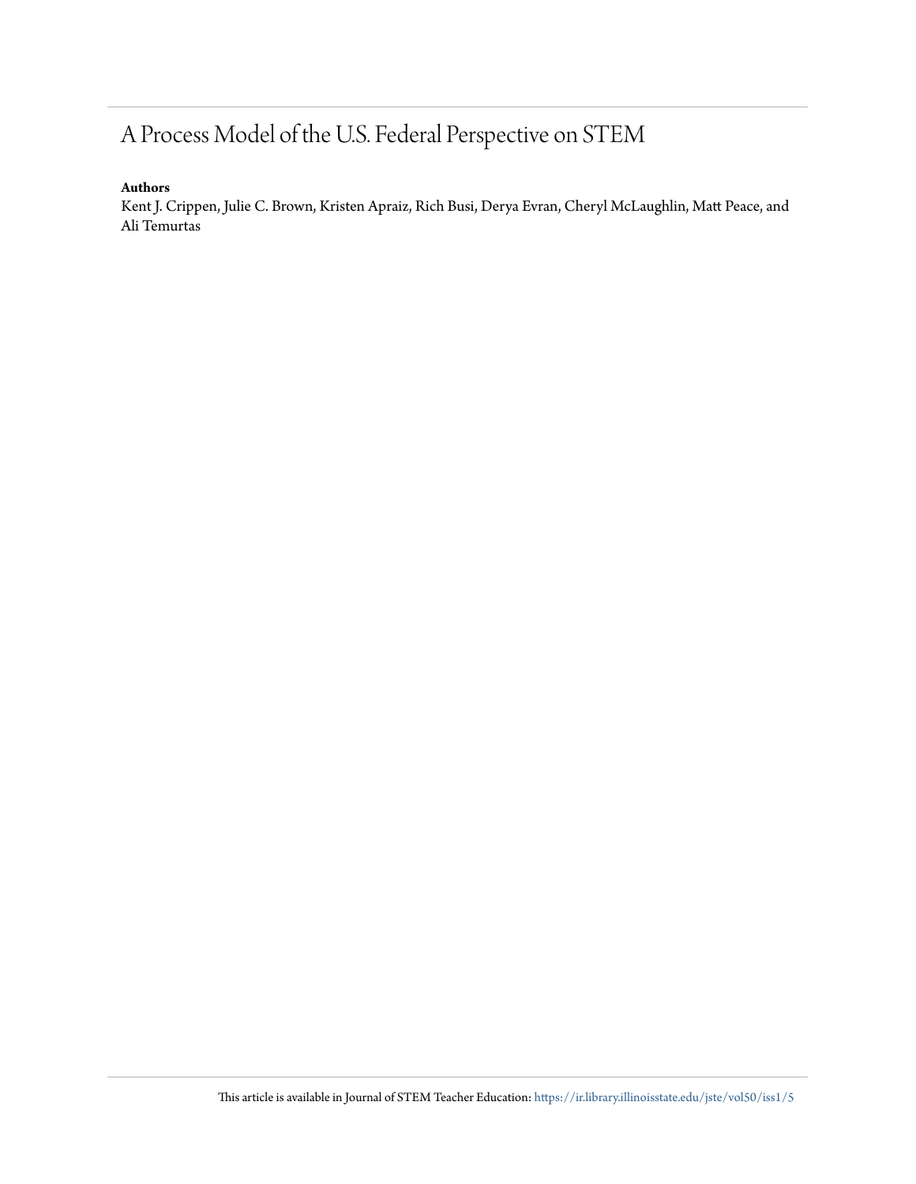# A Process Model of the U.S. Federal Perspective on STEM

**Authors**

Kent J. Crippen, Julie C. Brown, Kristen Apraiz, Rich Busi, Derya Evran, Cheryl McLaughlin, Matt Peace, and Ali Temurtas

This article is available in Journal of STEM Teacher Education: https://ir.library.illinoisstate.edu/jste/vol50/iss1/5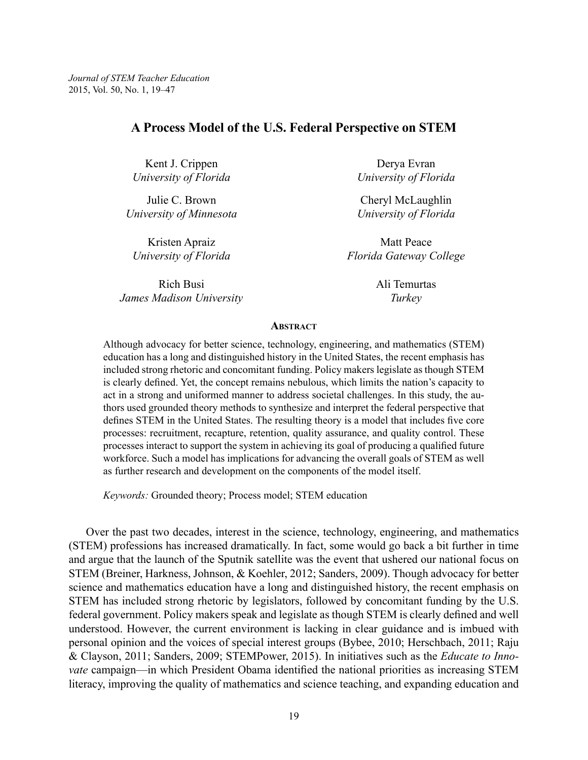# A Process Model of the U.S. Federal Perspective on STEM

Kent J. Crippen
*University of Florida*

Julie C. Brown
*University of Minnesota*

Kristen Apraiz
*University of Florida*

Rich Busi
*James Madison University*

Derya Evran
*University of Florida*

Cheryl McLaughlin
*University of Florida*

Matt Peace
*Florida Gateway College*

Ali Temurtas
*Turkey*

## Abstract

Although advocacy for better science, technology, engineering, and mathematics (STEM) education has a long and distinguished history in the United States, the recent emphasis has included strong rhetoric and concomitant funding. Policy makers legislate as though STEM is clearly defined. Yet, the concept remains nebulous, which limits the nation's capacity to act in a strong and uniformed manner to address societal challenges. In this study, the authors used grounded theory methods to synthesize and interpret the federal perspective that defines STEM in the United States. The resulting theory is a model that includes five core processes: recruitment, recapture, retention, quality assurance, and quality control. These processes interact to support the system in achieving its goal of producing a qualified future workforce. Such a model has implications for advancing the overall goals of STEM as well as further research and development on the components of the model itself.

*Keywords:* Grounded theory; Process model; STEM education

Over the past two decades, interest in the science, technology, engineering, and mathematics (STEM) professions has increased dramatically. In fact, some would go back a bit further in time and argue that the launch of the Sputnik satellite was the event that ushered our national focus on STEM (Breiner, Harkness, Johnson, & Koehler, 2012; Sanders, 2009). Though advocacy for better science and mathematics education have a long and distinguished history, the recent emphasis on STEM has included strong rhetoric by legislators, followed by concomitant funding by the U.S. federal government. Policy makers speak and legislate as though STEM is clearly defined and well understood. However, the current environment is lacking in clear guidance and is imbued with personal opinion and the voices of special interest groups (Bybee, 2010; Herschbach, 2011; Raju & Clayson, 2011; Sanders, 2009; STEMPower, 2015). In initiatives such as the *Educate to Innovate* campaign—in which President Obama identified the national priorities as increasing STEM literacy, improving the quality of mathematics and science teaching, and expanding education and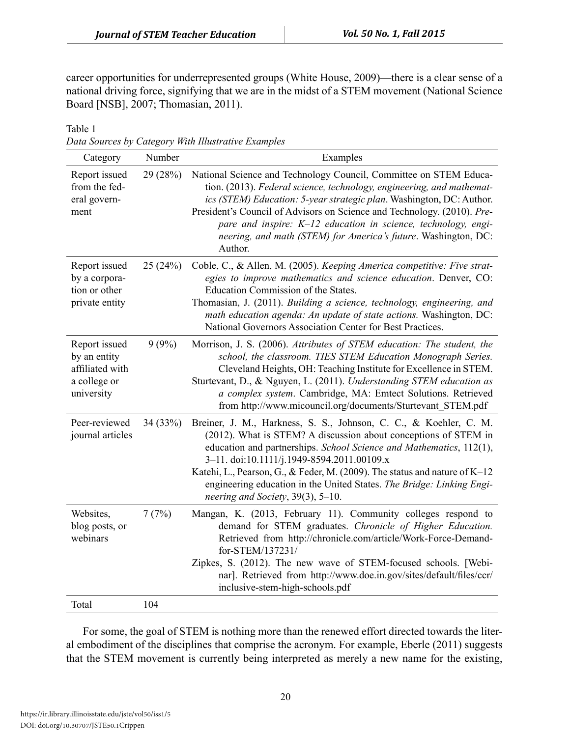career opportunities for underrepresented groups (White House, 2009)—there is a clear sense of a national driving force, signifying that we are in the midst of a STEM movement (National Science Board [NSB], 2007; Thomasian, 2011).

Table 1
*Data Sources by Category With Illustrative Examples*

| Category | Number | Examples |
|---|---|---|
| Report issued from the federal government | 29 (28%) | National Science and Technology Council, Committee on STEM Education. (2013). *Federal science, technology, engineering, and mathematics (STEM) Education: 5-year strategic plan*. Washington, DC: Author. President's Council of Advisors on Science and Technology. (2010). *Prepare and inspire: K–12 education in science, technology, engineering, and math (STEM) for America's future*. Washington, DC: Author. |
| Report issued by a corporation or other private entity | 25 (24%) | Coble, C., & Allen, M. (2005). *Keeping America competitive: Five strategies to improve mathematics and science education*. Denver, CO: Education Commission of the States. Thomasian, J. (2011). *Building a science, technology, engineering, and math education agenda: An update of state actions.* Washington, DC: National Governors Association Center for Best Practices. |
| Report issued by an entity affiliated with a college or university | 9 (9%) | Morrison, J. S. (2006). *Attributes of STEM education: The student, the school, the classroom. TIES STEM Education Monograph Series.* Cleveland Heights, OH: Teaching Institute for Excellence in STEM. Sturtevant, D., & Nguyen, L. (2011). *Understanding STEM education as a complex system*. Cambridge, MA: Emtect Solutions. Retrieved from http://www.micouncil.org/documents/Sturtevant_STEM.pdf |
| Peer-reviewed journal articles | 34 (33%) | Breiner, J. M., Harkness, S. S., Johnson, C. C., & Koehler, C. M. (2012). What is STEM? A discussion about conceptions of STEM in education and partnerships. *School Science and Mathematics*, 112(1), 3–11. doi:10.1111/j.1949-8594.2011.00109.x Katehi, L., Pearson, G., & Feder, M. (2009). The status and nature of K–12 engineering education in the United States. *The Bridge: Linking Engineering and Society*, 39(3), 5–10. |
| Websites, blog posts, or webinars | 7 (7%) | Mangan, K. (2013, February 11). Community colleges respond to demand for STEM graduates. *Chronicle of Higher Education.* Retrieved from http://chronicle.com/article/Work-Force-Demand-for-STEM/137231/ Zipkes, S. (2012). The new wave of STEM-focused schools. [Webinar]. Retrieved from http://www.doe.in.gov/sites/default/files/ccr/inclusive-stem-high-schools.pdf |
| Total | 104 | |

For some, the goal of STEM is nothing more than the renewed effort directed towards the literal embodiment of the disciplines that comprise the acronym. For example, Eberle (2011) suggests that the STEM movement is currently being interpreted as merely a new name for the existing,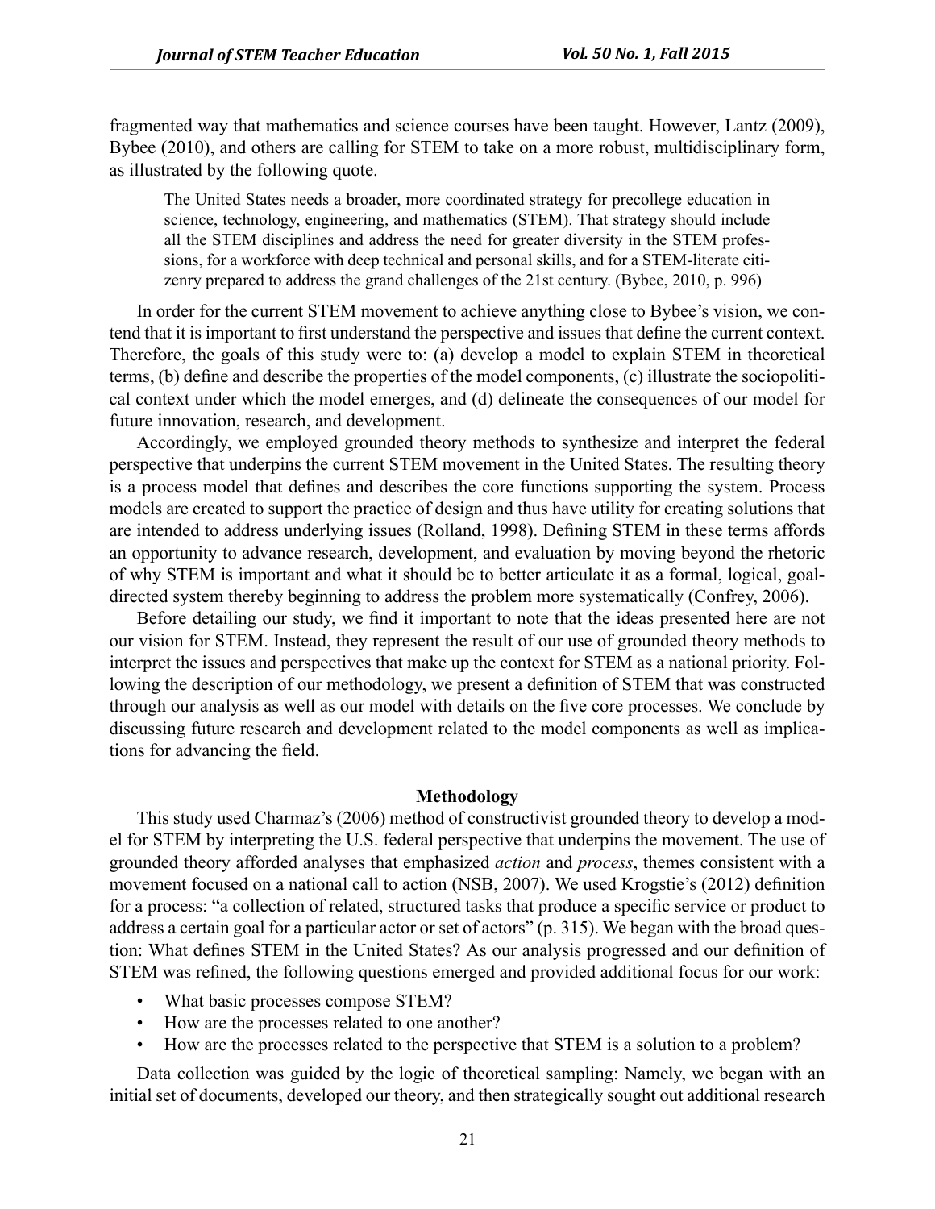fragmented way that mathematics and science courses have been taught. However, Lantz (2009), Bybee (2010), and others are calling for STEM to take on a more robust, multidisciplinary form, as illustrated by the following quote.

> The United States needs a broader, more coordinated strategy for precollege education in science, technology, engineering, and mathematics (STEM). That strategy should include all the STEM disciplines and address the need for greater diversity in the STEM professions, for a workforce with deep technical and personal skills, and for a STEM-literate citizenry prepared to address the grand challenges of the 21st century. (Bybee, 2010, p. 996)

In order for the current STEM movement to achieve anything close to Bybee's vision, we contend that it is important to first understand the perspective and issues that define the current context. Therefore, the goals of this study were to: (a) develop a model to explain STEM in theoretical terms, (b) define and describe the properties of the model components, (c) illustrate the sociopolitical context under which the model emerges, and (d) delineate the consequences of our model for future innovation, research, and development.

Accordingly, we employed grounded theory methods to synthesize and interpret the federal perspective that underpins the current STEM movement in the United States. The resulting theory is a process model that defines and describes the core functions supporting the system. Process models are created to support the practice of design and thus have utility for creating solutions that are intended to address underlying issues (Rolland, 1998). Defining STEM in these terms affords an opportunity to advance research, development, and evaluation by moving beyond the rhetoric of why STEM is important and what it should be to better articulate it as a formal, logical, goal-directed system thereby beginning to address the problem more systematically (Confrey, 2006).

Before detailing our study, we find it important to note that the ideas presented here are not our vision for STEM. Instead, they represent the result of our use of grounded theory methods to interpret the issues and perspectives that make up the context for STEM as a national priority. Following the description of our methodology, we present a definition of STEM that was constructed through our analysis as well as our model with details on the five core processes. We conclude by discussing future research and development related to the model components as well as implications for advancing the field.

## Methodology

This study used Charmaz's (2006) method of constructivist grounded theory to develop a model for STEM by interpreting the U.S. federal perspective that underpins the movement. The use of grounded theory afforded analyses that emphasized *action* and *process*, themes consistent with a movement focused on a national call to action (NSB, 2007). We used Krogstie's (2012) definition for a process: "a collection of related, structured tasks that produce a specific service or product to address a certain goal for a particular actor or set of actors" (p. 315). We began with the broad question: What defines STEM in the United States? As our analysis progressed and our definition of STEM was refined, the following questions emerged and provided additional focus for our work:

- What basic processes compose STEM?
- How are the processes related to one another?
- How are the processes related to the perspective that STEM is a solution to a problem?

Data collection was guided by the logic of theoretical sampling: Namely, we began with an initial set of documents, developed our theory, and then strategically sought out additional research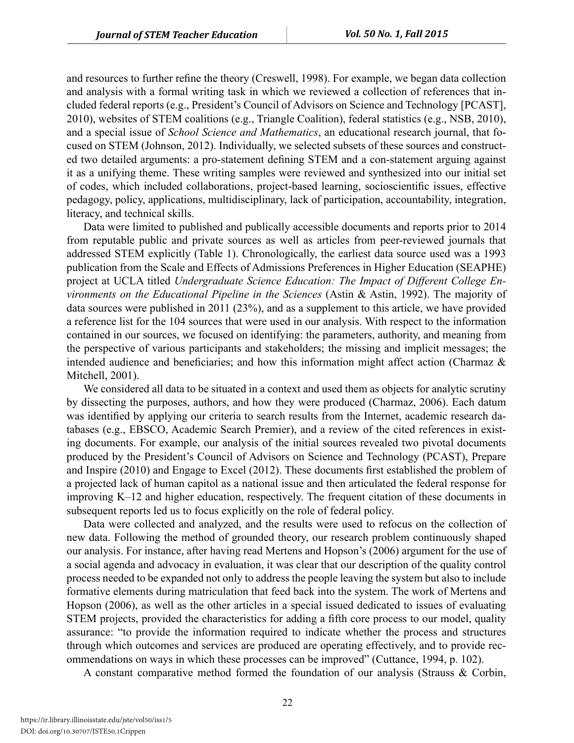and resources to further refine the theory (Creswell, 1998). For example, we began data collection and analysis with a formal writing task in which we reviewed a collection of references that included federal reports (e.g., President's Council of Advisors on Science and Technology [PCAST], 2010), websites of STEM coalitions (e.g., Triangle Coalition), federal statistics (e.g., NSB, 2010), and a special issue of *School Science and Mathematics*, an educational research journal, that focused on STEM (Johnson, 2012). Individually, we selected subsets of these sources and constructed two detailed arguments: a pro-statement defining STEM and a con-statement arguing against it as a unifying theme. These writing samples were reviewed and synthesized into our initial set of codes, which included collaborations, project-based learning, socioscientific issues, effective pedagogy, policy, applications, multidisciplinary, lack of participation, accountability, integration, literacy, and technical skills.

Data were limited to published and publically accessible documents and reports prior to 2014 from reputable public and private sources as well as articles from peer-reviewed journals that addressed STEM explicitly (Table 1). Chronologically, the earliest data source used was a 1993 publication from the Scale and Effects of Admissions Preferences in Higher Education (SEAPHE) project at UCLA titled *Undergraduate Science Education: The Impact of Different College Environments on the Educational Pipeline in the Sciences* (Astin & Astin, 1992). The majority of data sources were published in 2011 (23%), and as a supplement to this article, we have provided a reference list for the 104 sources that were used in our analysis. With respect to the information contained in our sources, we focused on identifying: the parameters, authority, and meaning from the perspective of various participants and stakeholders; the missing and implicit messages; the intended audience and beneficiaries; and how this information might affect action (Charmaz & Mitchell, 2001).

We considered all data to be situated in a context and used them as objects for analytic scrutiny by dissecting the purposes, authors, and how they were produced (Charmaz, 2006). Each datum was identified by applying our criteria to search results from the Internet, academic research databases (e.g., EBSCO, Academic Search Premier), and a review of the cited references in existing documents. For example, our analysis of the initial sources revealed two pivotal documents produced by the President's Council of Advisors on Science and Technology (PCAST), Prepare and Inspire (2010) and Engage to Excel (2012). These documents first established the problem of a projected lack of human capitol as a national issue and then articulated the federal response for improving K–12 and higher education, respectively. The frequent citation of these documents in subsequent reports led us to focus explicitly on the role of federal policy.

Data were collected and analyzed, and the results were used to refocus on the collection of new data. Following the method of grounded theory, our research problem continuously shaped our analysis. For instance, after having read Mertens and Hopson's (2006) argument for the use of a social agenda and advocacy in evaluation, it was clear that our description of the quality control process needed to be expanded not only to address the people leaving the system but also to include formative elements during matriculation that feed back into the system. The work of Mertens and Hopson (2006), as well as the other articles in a special issued dedicated to issues of evaluating STEM projects, provided the characteristics for adding a fifth core process to our model, quality assurance: "to provide the information required to indicate whether the process and structures through which outcomes and services are produced are operating effectively, and to provide recommendations on ways in which these processes can be improved" (Cuttance, 1994, p. 102).

A constant comparative method formed the foundation of our analysis (Strauss & Corbin,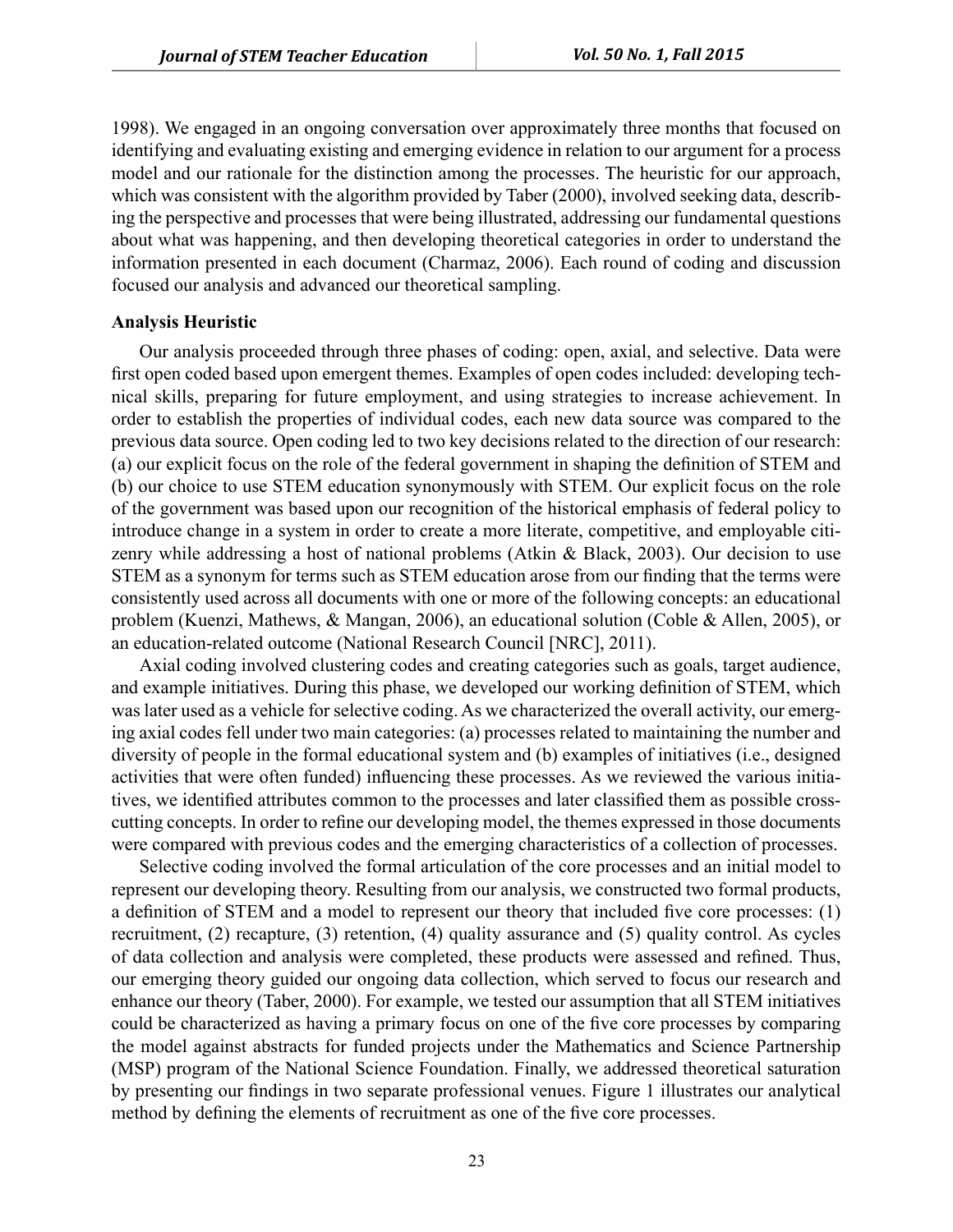1998). We engaged in an ongoing conversation over approximately three months that focused on identifying and evaluating existing and emerging evidence in relation to our argument for a process model and our rationale for the distinction among the processes. The heuristic for our approach, which was consistent with the algorithm provided by Taber (2000), involved seeking data, describing the perspective and processes that were being illustrated, addressing our fundamental questions about what was happening, and then developing theoretical categories in order to understand the information presented in each document (Charmaz, 2006). Each round of coding and discussion focused our analysis and advanced our theoretical sampling.

**Analysis Heuristic**

Our analysis proceeded through three phases of coding: open, axial, and selective. Data were first open coded based upon emergent themes. Examples of open codes included: developing technical skills, preparing for future employment, and using strategies to increase achievement. In order to establish the properties of individual codes, each new data source was compared to the previous data source. Open coding led to two key decisions related to the direction of our research: (a) our explicit focus on the role of the federal government in shaping the definition of STEM and (b) our choice to use STEM education synonymously with STEM. Our explicit focus on the role of the government was based upon our recognition of the historical emphasis of federal policy to introduce change in a system in order to create a more literate, competitive, and employable citizenry while addressing a host of national problems (Atkin & Black, 2003). Our decision to use STEM as a synonym for terms such as STEM education arose from our finding that the terms were consistently used across all documents with one or more of the following concepts: an educational problem (Kuenzi, Mathews, & Mangan, 2006), an educational solution (Coble & Allen, 2005), or an education-related outcome (National Research Council [NRC], 2011).

Axial coding involved clustering codes and creating categories such as goals, target audience, and example initiatives. During this phase, we developed our working definition of STEM, which was later used as a vehicle for selective coding. As we characterized the overall activity, our emerging axial codes fell under two main categories: (a) processes related to maintaining the number and diversity of people in the formal educational system and (b) examples of initiatives (i.e., designed activities that were often funded) influencing these processes. As we reviewed the various initiatives, we identified attributes common to the processes and later classified them as possible crosscutting concepts. In order to refine our developing model, the themes expressed in those documents were compared with previous codes and the emerging characteristics of a collection of processes.

Selective coding involved the formal articulation of the core processes and an initial model to represent our developing theory. Resulting from our analysis, we constructed two formal products, a definition of STEM and a model to represent our theory that included five core processes: (1) recruitment, (2) recapture, (3) retention, (4) quality assurance and (5) quality control. As cycles of data collection and analysis were completed, these products were assessed and refined. Thus, our emerging theory guided our ongoing data collection, which served to focus our research and enhance our theory (Taber, 2000). For example, we tested our assumption that all STEM initiatives could be characterized as having a primary focus on one of the five core processes by comparing the model against abstracts for funded projects under the Mathematics and Science Partnership (MSP) program of the National Science Foundation. Finally, we addressed theoretical saturation by presenting our findings in two separate professional venues. Figure 1 illustrates our analytical method by defining the elements of recruitment as one of the five core processes.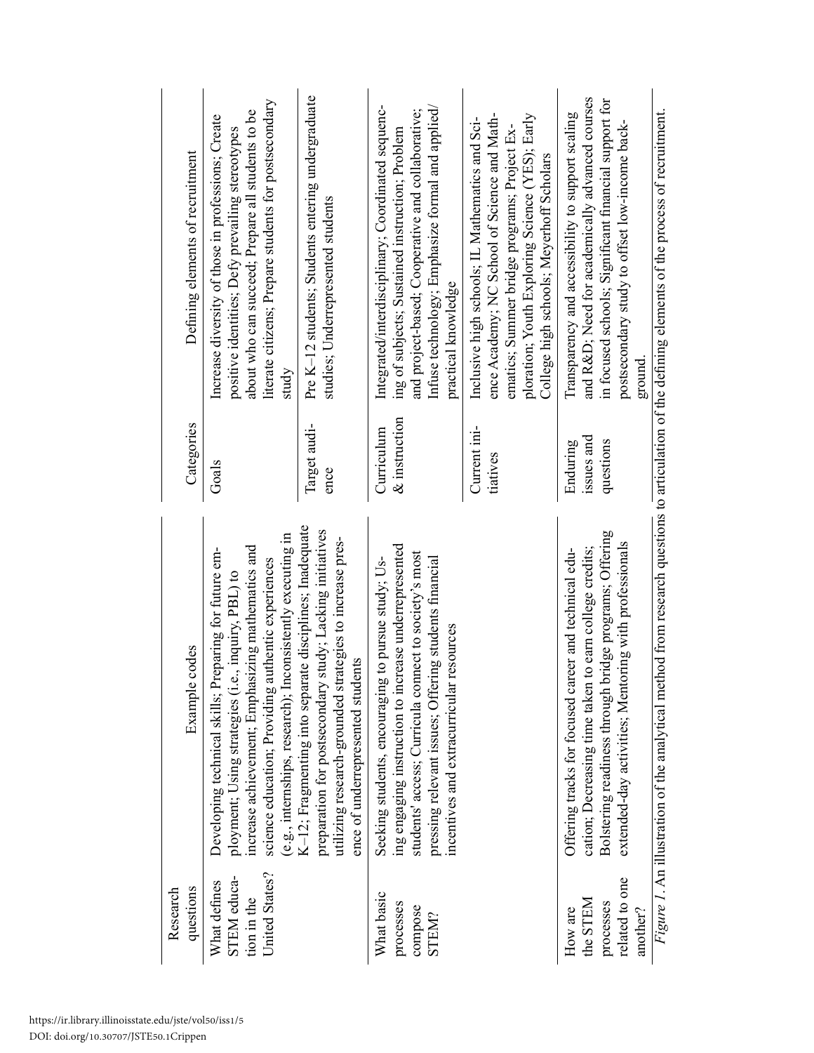| Research questions | Example codes | Categories | Defining elements of recruitment |
|---|---|---|---|
| What defines STEM education in the United States? | Developing technical skills; Preparing for future employment; Using strategies (i.e., inquiry, PBL) to increase achievement; Emphasizing mathematics and science education; Providing authentic experiences (e.g., internships, research); Inconsistently executing in K–12; Fragmenting into separate disciplines; Inadequate preparation for postsecondary study; Lacking initiatives utilizing research-grounded strategies to increase presence of underrepresented students | Goals | Increase diversity of those in professions; Create positive identities; Defy prevailing stereotypes about who can succeed; Prepare all students to be literate citizens; Prepare students for postsecondary study |
| | | Target audience | Pre K–12 students; Students entering undergraduate studies; Underrepresented students |
| What basic processes compose STEM? | Seeking students, encouraging to pursue study; Using engaging instruction to increase underrepresented students' access; Curricula connect to society's most pressing relevant issues; Offering students financial incentives and extracurricular resources | Curriculum & instruction | Integrated/interdisciplinary; Coordinated sequencing of subjects; Sustained instruction; Problem and project-based; Cooperative and collaborative; Infuse technology; Emphasize formal and applied/practical knowledge |
| | | Current initiatives | Inclusive high schools; IL Mathematics and Science Academy; NC School of Science and Mathematics; Summer bridge programs; Project Exploration; Youth Exploring Science (YES); Early College high schools; Meyerhoff Scholars |
| How are the STEM processes related to one another? | Offering tracks for focused career and technical education; Decreasing time taken to earn college credits; Bolstering readiness through bridge programs; Offering extended-day activities; Mentoring with professionals | Enduring issues and questions | Transparency and accessibility to support scaling and R&D; Need for academically advanced courses in focused schools; Significant financial support for postsecondary study to offset low-income background. |

*Figure 1*. An illustration of the analytical method from research questions to articulation of the defining elements of the process of recruitment.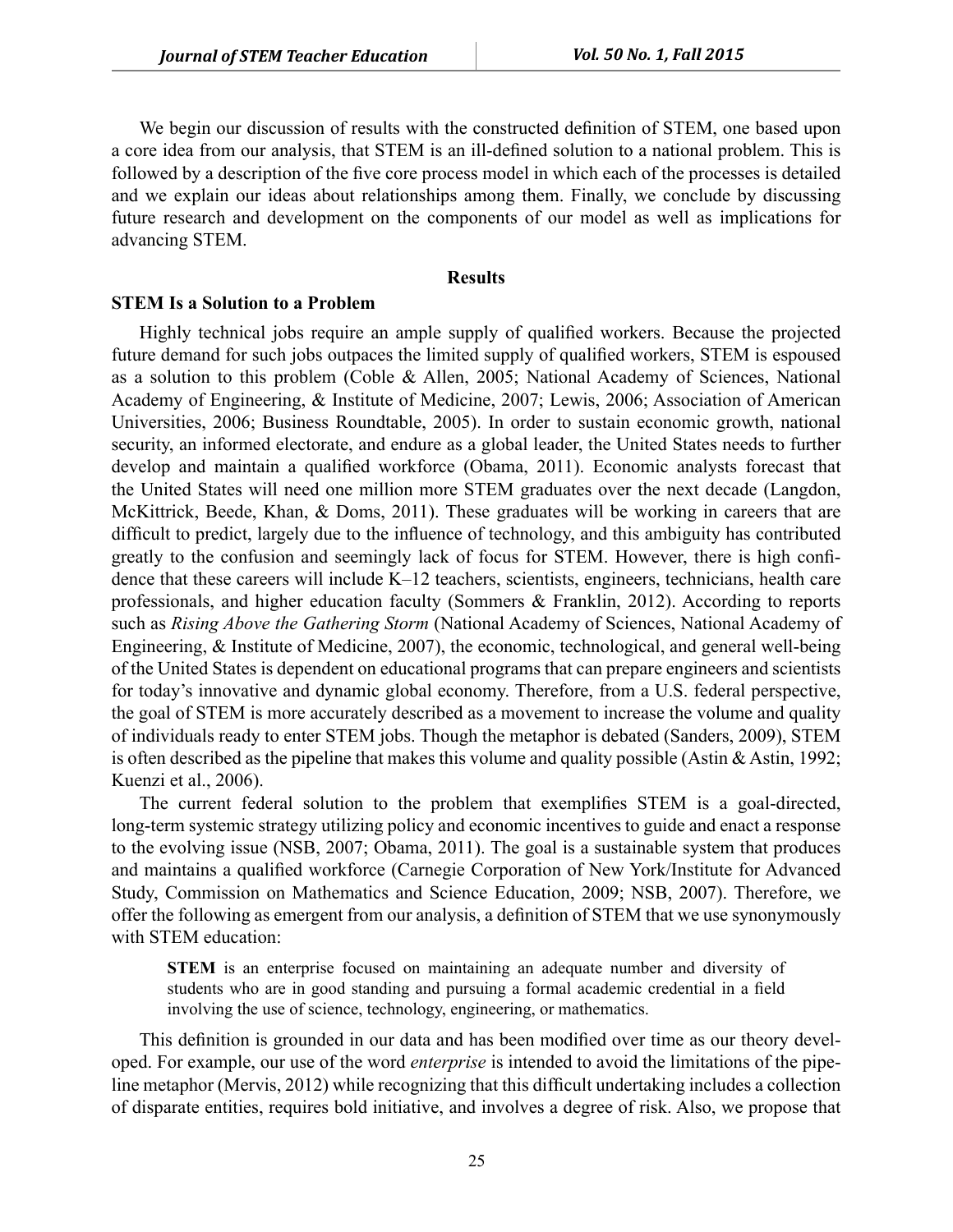We begin our discussion of results with the constructed definition of STEM, one based upon a core idea from our analysis, that STEM is an ill-defined solution to a national problem. This is followed by a description of the five core process model in which each of the processes is detailed and we explain our ideas about relationships among them. Finally, we conclude by discussing future research and development on the components of our model as well as implications for advancing STEM.

## Results

### STEM Is a Solution to a Problem

Highly technical jobs require an ample supply of qualified workers. Because the projected future demand for such jobs outpaces the limited supply of qualified workers, STEM is espoused as a solution to this problem (Coble & Allen, 2005; National Academy of Sciences, National Academy of Engineering, & Institute of Medicine, 2007; Lewis, 2006; Association of American Universities, 2006; Business Roundtable, 2005). In order to sustain economic growth, national security, an informed electorate, and endure as a global leader, the United States needs to further develop and maintain a qualified workforce (Obama, 2011). Economic analysts forecast that the United States will need one million more STEM graduates over the next decade (Langdon, McKittrick, Beede, Khan, & Doms, 2011). These graduates will be working in careers that are difficult to predict, largely due to the influence of technology, and this ambiguity has contributed greatly to the confusion and seemingly lack of focus for STEM. However, there is high confidence that these careers will include K–12 teachers, scientists, engineers, technicians, health care professionals, and higher education faculty (Sommers & Franklin, 2012). According to reports such as *Rising Above the Gathering Storm* (National Academy of Sciences, National Academy of Engineering, & Institute of Medicine, 2007), the economic, technological, and general well-being of the United States is dependent on educational programs that can prepare engineers and scientists for today's innovative and dynamic global economy. Therefore, from a U.S. federal perspective, the goal of STEM is more accurately described as a movement to increase the volume and quality of individuals ready to enter STEM jobs. Though the metaphor is debated (Sanders, 2009), STEM is often described as the pipeline that makes this volume and quality possible (Astin & Astin, 1992; Kuenzi et al., 2006).

The current federal solution to the problem that exemplifies STEM is a goal-directed, long-term systemic strategy utilizing policy and economic incentives to guide and enact a response to the evolving issue (NSB, 2007; Obama, 2011). The goal is a sustainable system that produces and maintains a qualified workforce (Carnegie Corporation of New York/Institute for Advanced Study, Commission on Mathematics and Science Education, 2009; NSB, 2007). Therefore, we offer the following as emergent from our analysis, a definition of STEM that we use synonymously with STEM education:

> **STEM** is an enterprise focused on maintaining an adequate number and diversity of students who are in good standing and pursuing a formal academic credential in a field involving the use of science, technology, engineering, or mathematics.

This definition is grounded in our data and has been modified over time as our theory developed. For example, our use of the word *enterprise* is intended to avoid the limitations of the pipeline metaphor (Mervis, 2012) while recognizing that this difficult undertaking includes a collection of disparate entities, requires bold initiative, and involves a degree of risk. Also, we propose that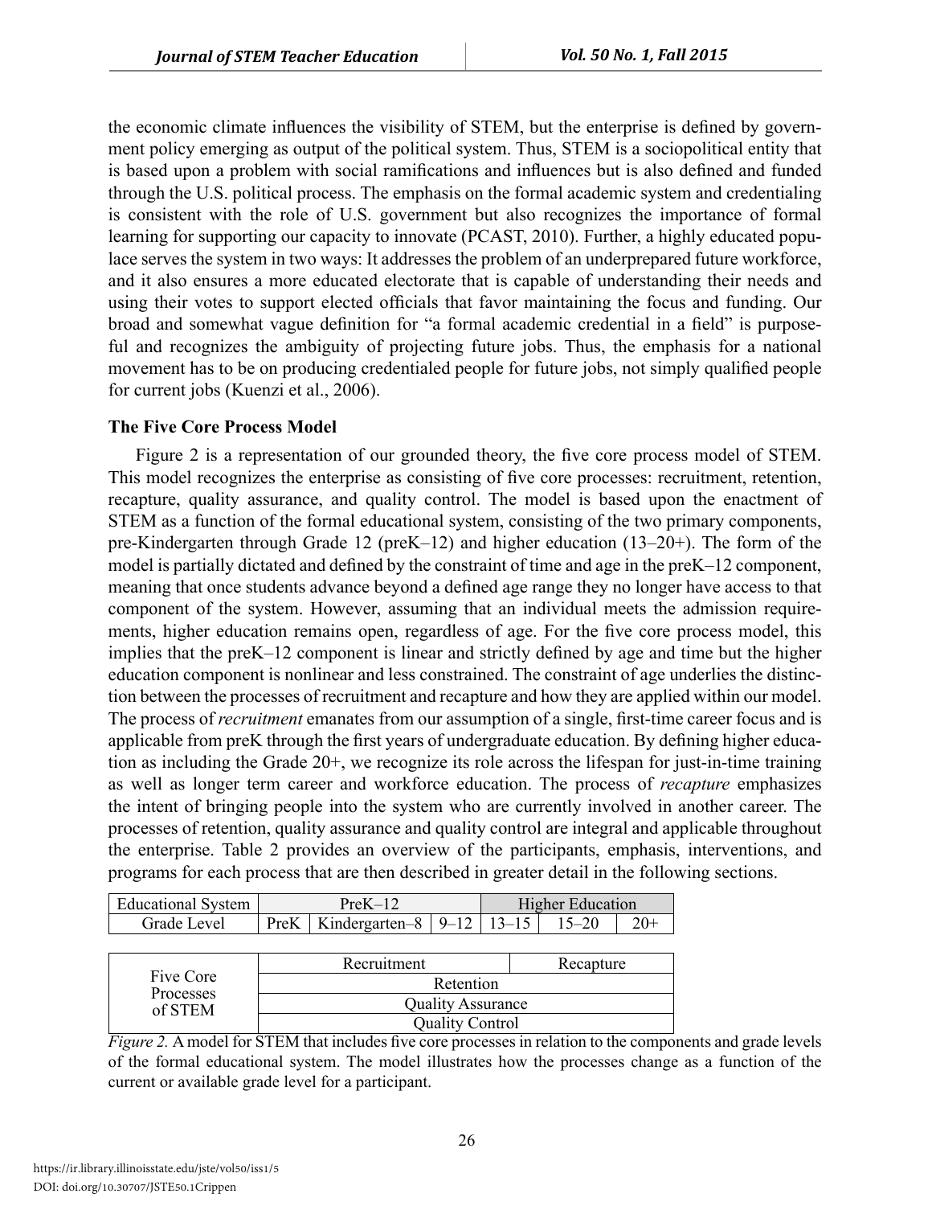the economic climate influences the visibility of STEM, but the enterprise is defined by government policy emerging as output of the political system. Thus, STEM is a sociopolitical entity that is based upon a problem with social ramifications and influences but is also defined and funded through the U.S. political process. The emphasis on the formal academic system and credentialing is consistent with the role of U.S. government but also recognizes the importance of formal learning for supporting our capacity to innovate (PCAST, 2010). Further, a highly educated populace serves the system in two ways: It addresses the problem of an underprepared future workforce, and it also ensures a more educated electorate that is capable of understanding their needs and using their votes to support elected officials that favor maintaining the focus and funding. Our broad and somewhat vague definition for "a formal academic credential in a field" is purposeful and recognizes the ambiguity of projecting future jobs. Thus, the emphasis for a national movement has to be on producing credentialed people for future jobs, not simply qualified people for current jobs (Kuenzi et al., 2006).

**The Five Core Process Model**

Figure 2 is a representation of our grounded theory, the five core process model of STEM. This model recognizes the enterprise as consisting of five core processes: recruitment, retention, recapture, quality assurance, and quality control. The model is based upon the enactment of STEM as a function of the formal educational system, consisting of the two primary components, pre-Kindergarten through Grade 12 (preK–12) and higher education (13–20+). The form of the model is partially dictated and defined by the constraint of time and age in the preK–12 component, meaning that once students advance beyond a defined age range they no longer have access to that component of the system. However, assuming that an individual meets the admission requirements, higher education remains open, regardless of age. For the five core process model, this implies that the preK–12 component is linear and strictly defined by age and time but the higher education component is nonlinear and less constrained. The constraint of age underlies the distinction between the processes of recruitment and recapture and how they are applied within our model. The process of *recruitment* emanates from our assumption of a single, first-time career focus and is applicable from preK through the first years of undergraduate education. By defining higher education as including the Grade 20+, we recognize its role across the lifespan for just-in-time training as well as longer term career and workforce education. The process of *recapture* emphasizes the intent of bringing people into the system who are currently involved in another career. The processes of retention, quality assurance and quality control are integral and applicable throughout the enterprise. Table 2 provides an overview of the participants, emphasis, interventions, and programs for each process that are then described in greater detail in the following sections.

| Educational System | PreK–12 | | | Higher Education | | |
|---|---|---|---|---|---|---|
| Grade Level | PreK | Kindergarten–8 | 9–12 | 13–15 | 15–20 | 20+ |

| Five Core Processes of STEM | Recruitment | Recapture |
|---|---|---|
| | Retention | |
| | Quality Assurance | |
| | Quality Control | |

*Figure 2.* A model for STEM that includes five core processes in relation to the components and grade levels of the formal educational system. The model illustrates how the processes change as a function of the current or available grade level for a participant.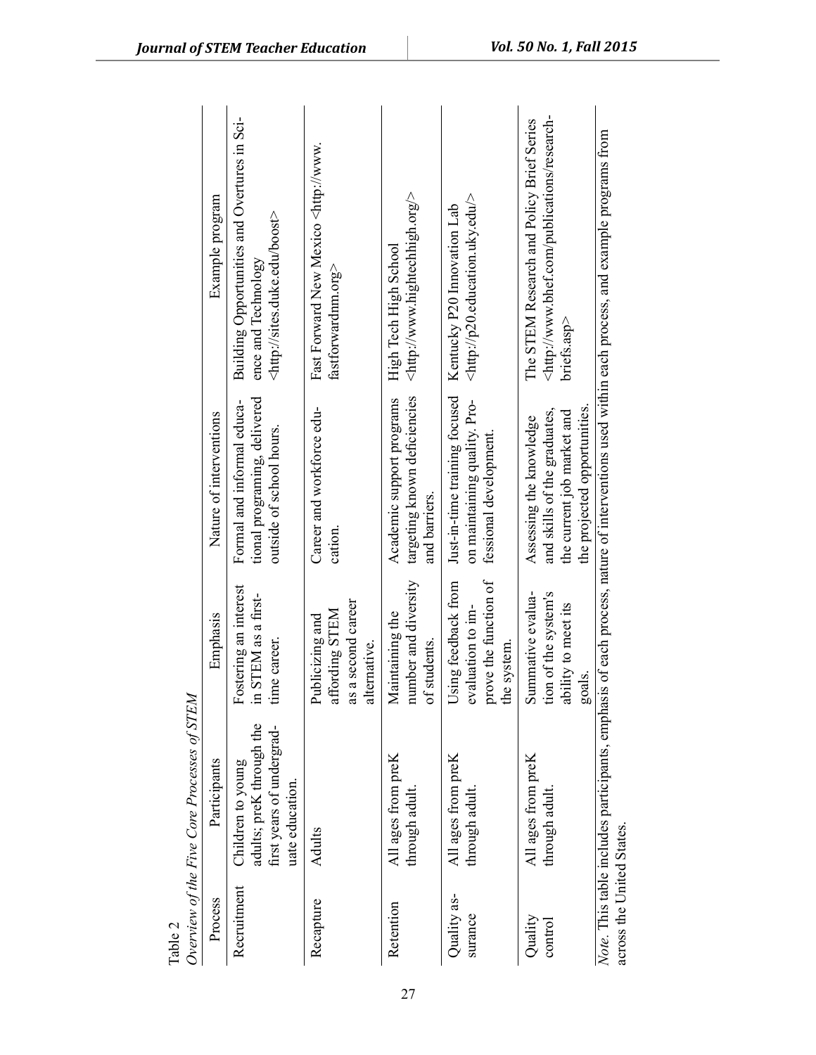Table 2
*Overview of the Five Core Processes of STEM*

| Process | Participants | Emphasis | Nature of interventions | Example program |
|---|---|---|---|---|
| Recruitment | Children to young adults; preK through the first years of undergraduate education. | Fostering an interest in STEM as a first-time career. | Formal and informal educational programing, delivered outside of school hours. | Building Opportunities and Overtures in Science and Technology <http://sites.duke.edu/boost> |
| Recapture | Adults | Publicizing and affording STEM as a second career alternative. | Career and workforce education. | Fast Forward New Mexico <http://www.fastforwardnm.org> |
| Retention | All ages from preK through adult. | Maintaining the number and diversity of students. | Academic support programs targeting known deficiencies and barriers. | High Tech High School <http://www.hightechhigh.org/> |
| Quality assurance | All ages from preK through adult. | Using feedback from evaluation to improve the function of the system. | Just-in-time training focused on maintaining quality. Professional development. | Kentucky P20 Innovation Lab <http://p20.education.uky.edu/> |
| Quality control | All ages from preK through adult. | Summative evaluation of the system's ability to meet its goals. | Assessing the knowledge and skills of the graduates, the current job market and the projected opportunities. | The STEM Research and Policy Brief Series <http://www.bhef.com/publications/research-briefs.asp> |

*Note.* This table includes participants, emphasis of each process, nature of interventions used within each process, and example programs from across the United States.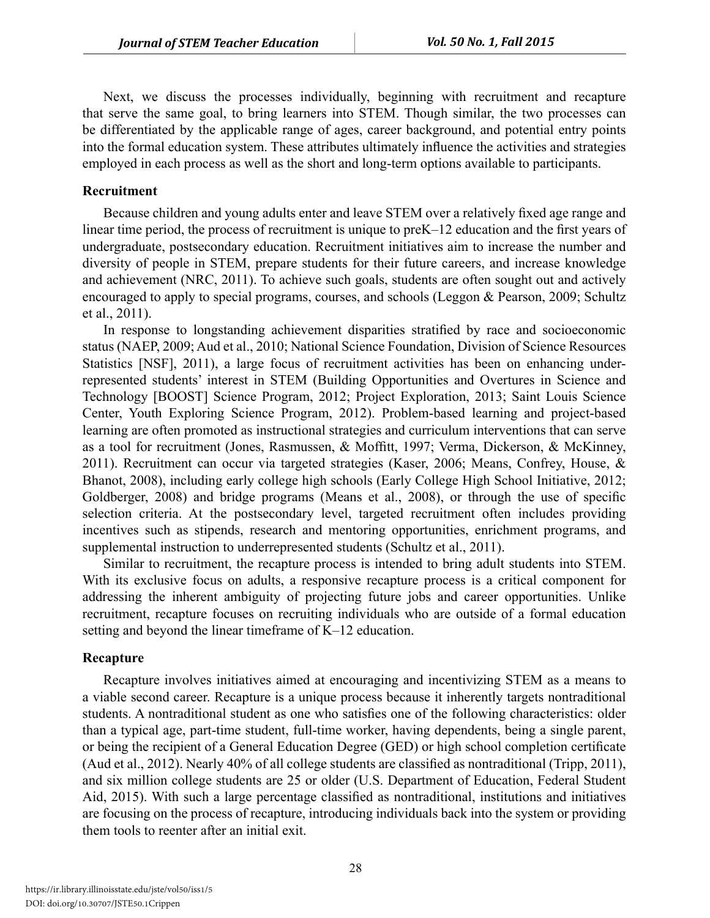Next, we discuss the processes individually, beginning with recruitment and recapture that serve the same goal, to bring learners into STEM. Though similar, the two processes can be differentiated by the applicable range of ages, career background, and potential entry points into the formal education system. These attributes ultimately influence the activities and strategies employed in each process as well as the short and long-term options available to participants.

### Recruitment

Because children and young adults enter and leave STEM over a relatively fixed age range and linear time period, the process of recruitment is unique to preK–12 education and the first years of undergraduate, postsecondary education. Recruitment initiatives aim to increase the number and diversity of people in STEM, prepare students for their future careers, and increase knowledge and achievement (NRC, 2011). To achieve such goals, students are often sought out and actively encouraged to apply to special programs, courses, and schools (Leggon & Pearson, 2009; Schultz et al., 2011).

In response to longstanding achievement disparities stratified by race and socioeconomic status (NAEP, 2009; Aud et al., 2010; National Science Foundation, Division of Science Resources Statistics [NSF], 2011), a large focus of recruitment activities has been on enhancing underrepresented students' interest in STEM (Building Opportunities and Overtures in Science and Technology [BOOST] Science Program, 2012; Project Exploration, 2013; Saint Louis Science Center, Youth Exploring Science Program, 2012). Problem-based learning and project-based learning are often promoted as instructional strategies and curriculum interventions that can serve as a tool for recruitment (Jones, Rasmussen, & Moffitt, 1997; Verma, Dickerson, & McKinney, 2011). Recruitment can occur via targeted strategies (Kaser, 2006; Means, Confrey, House, & Bhanot, 2008), including early college high schools (Early College High School Initiative, 2012; Goldberger, 2008) and bridge programs (Means et al., 2008), or through the use of specific selection criteria. At the postsecondary level, targeted recruitment often includes providing incentives such as stipends, research and mentoring opportunities, enrichment programs, and supplemental instruction to underrepresented students (Schultz et al., 2011).

Similar to recruitment, the recapture process is intended to bring adult students into STEM. With its exclusive focus on adults, a responsive recapture process is a critical component for addressing the inherent ambiguity of projecting future jobs and career opportunities. Unlike recruitment, recapture focuses on recruiting individuals who are outside of a formal education setting and beyond the linear timeframe of K–12 education.

### Recapture

Recapture involves initiatives aimed at encouraging and incentivizing STEM as a means to a viable second career. Recapture is a unique process because it inherently targets nontraditional students. A nontraditional student as one who satisfies one of the following characteristics: older than a typical age, part-time student, full-time worker, having dependents, being a single parent, or being the recipient of a General Education Degree (GED) or high school completion certificate (Aud et al., 2012). Nearly 40% of all college students are classified as nontraditional (Tripp, 2011), and six million college students are 25 or older (U.S. Department of Education, Federal Student Aid, 2015). With such a large percentage classified as nontraditional, institutions and initiatives are focusing on the process of recapture, introducing individuals back into the system or providing them tools to reenter after an initial exit.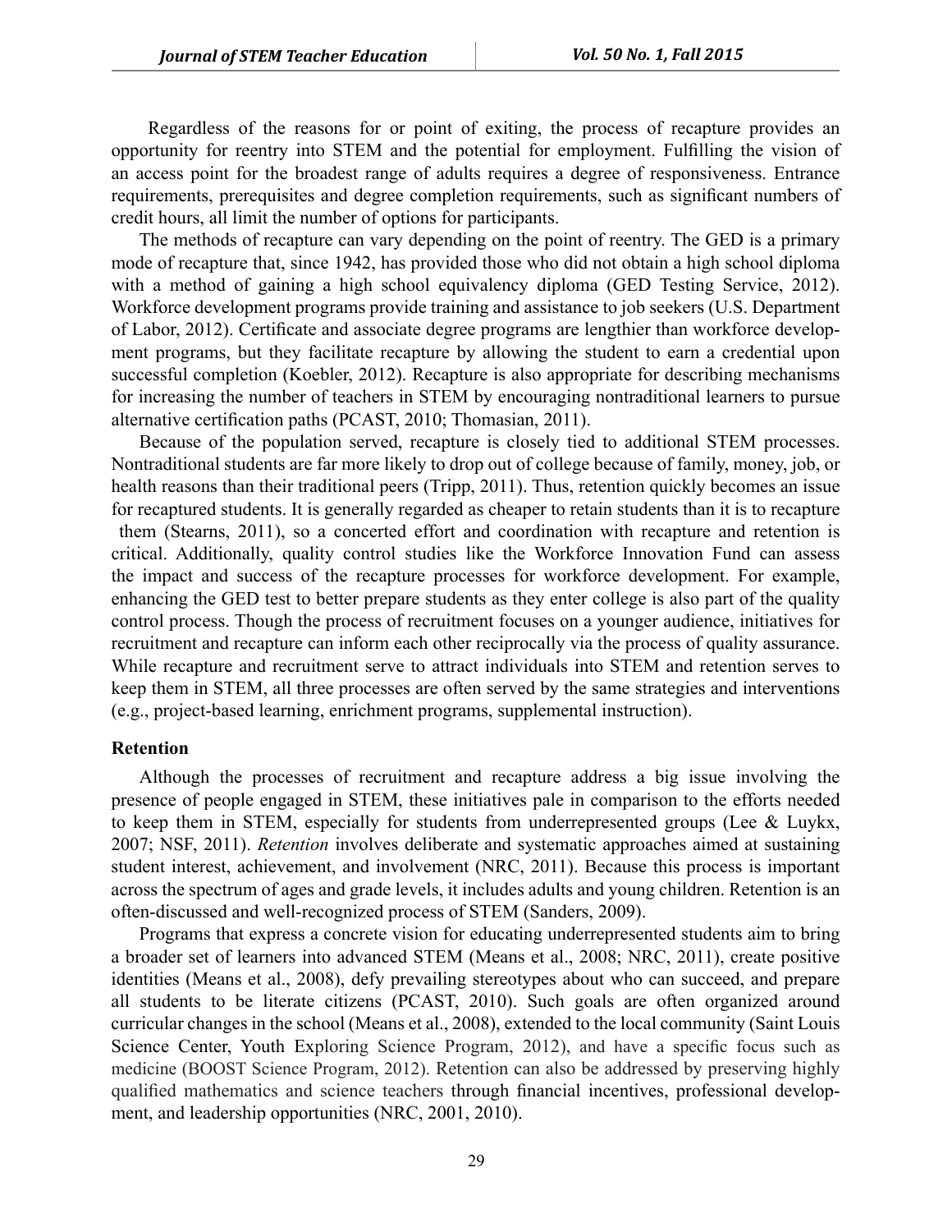Regardless of the reasons for or point of exiting, the process of recapture provides an opportunity for reentry into STEM and the potential for employment. Fulfilling the vision of an access point for the broadest range of adults requires a degree of responsiveness. Entrance requirements, prerequisites and degree completion requirements, such as significant numbers of credit hours, all limit the number of options for participants.

The methods of recapture can vary depending on the point of reentry. The GED is a primary mode of recapture that, since 1942, has provided those who did not obtain a high school diploma with a method of gaining a high school equivalency diploma (GED Testing Service, 2012). Workforce development programs provide training and assistance to job seekers (U.S. Department of Labor, 2012). Certificate and associate degree programs are lengthier than workforce development programs, but they facilitate recapture by allowing the student to earn a credential upon successful completion (Koebler, 2012). Recapture is also appropriate for describing mechanisms for increasing the number of teachers in STEM by encouraging nontraditional learners to pursue alternative certification paths (PCAST, 2010; Thomasian, 2011).

Because of the population served, recapture is closely tied to additional STEM processes. Nontraditional students are far more likely to drop out of college because of family, money, job, or health reasons than their traditional peers (Tripp, 2011). Thus, retention quickly becomes an issue for recaptured students. It is generally regarded as cheaper to retain students than it is to recapture them (Stearns, 2011), so a concerted effort and coordination with recapture and retention is critical. Additionally, quality control studies like the Workforce Innovation Fund can assess the impact and success of the recapture processes for workforce development. For example, enhancing the GED test to better prepare students as they enter college is also part of the quality control process. Though the process of recruitment focuses on a younger audience, initiatives for recruitment and recapture can inform each other reciprocally via the process of quality assurance. While recapture and recruitment serve to attract individuals into STEM and retention serves to keep them in STEM, all three processes are often served by the same strategies and interventions (e.g., project-based learning, enrichment programs, supplemental instruction).

### Retention

Although the processes of recruitment and recapture address a big issue involving the presence of people engaged in STEM, these initiatives pale in comparison to the efforts needed to keep them in STEM, especially for students from underrepresented groups (Lee & Luykx, 2007; NSF, 2011). *Retention* involves deliberate and systematic approaches aimed at sustaining student interest, achievement, and involvement (NRC, 2011). Because this process is important across the spectrum of ages and grade levels, it includes adults and young children. Retention is an often-discussed and well-recognized process of STEM (Sanders, 2009).

Programs that express a concrete vision for educating underrepresented students aim to bring a broader set of learners into advanced STEM (Means et al., 2008; NRC, 2011), create positive identities (Means et al., 2008), defy prevailing stereotypes about who can succeed, and prepare all students to be literate citizens (PCAST, 2010). Such goals are often organized around curricular changes in the school (Means et al., 2008), extended to the local community (Saint Louis Science Center, Youth Exploring Science Program, 2012), and have a specific focus such as medicine (BOOST Science Program, 2012). Retention can also be addressed by preserving highly qualified mathematics and science teachers through financial incentives, professional development, and leadership opportunities (NRC, 2001, 2010).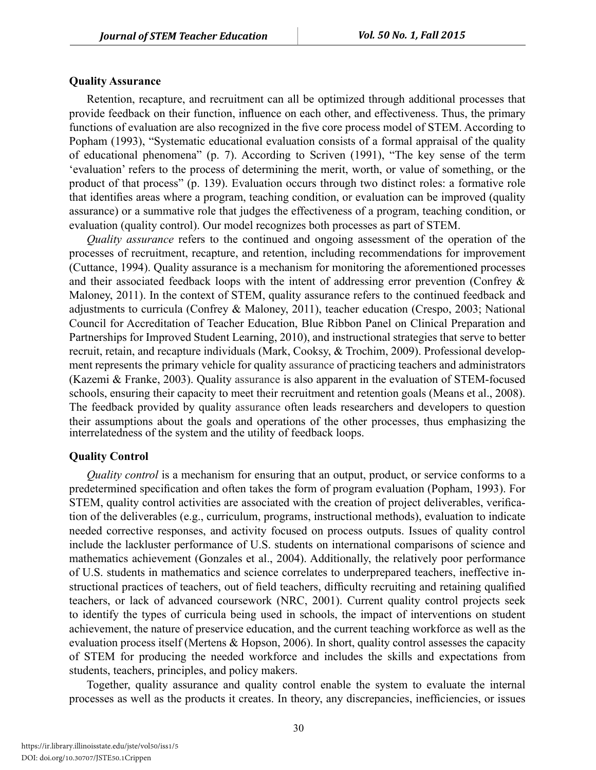## Quality Assurance

Retention, recapture, and recruitment can all be optimized through additional processes that provide feedback on their function, influence on each other, and effectiveness. Thus, the primary functions of evaluation are also recognized in the five core process model of STEM. According to Popham (1993), "Systematic educational evaluation consists of a formal appraisal of the quality of educational phenomena" (p. 7). According to Scriven (1991), "The key sense of the term 'evaluation' refers to the process of determining the merit, worth, or value of something, or the product of that process" (p. 139). Evaluation occurs through two distinct roles: a formative role that identifies areas where a program, teaching condition, or evaluation can be improved (quality assurance) or a summative role that judges the effectiveness of a program, teaching condition, or evaluation (quality control). Our model recognizes both processes as part of STEM.

*Quality assurance* refers to the continued and ongoing assessment of the operation of the processes of recruitment, recapture, and retention, including recommendations for improvement (Cuttance, 1994). Quality assurance is a mechanism for monitoring the aforementioned processes and their associated feedback loops with the intent of addressing error prevention (Confrey & Maloney, 2011). In the context of STEM, quality assurance refers to the continued feedback and adjustments to curricula (Confrey & Maloney, 2011), teacher education (Crespo, 2003; National Council for Accreditation of Teacher Education, Blue Ribbon Panel on Clinical Preparation and Partnerships for Improved Student Learning, 2010), and instructional strategies that serve to better recruit, retain, and recapture individuals (Mark, Cooksy, & Trochim, 2009). Professional development represents the primary vehicle for quality assurance of practicing teachers and administrators (Kazemi & Franke, 2003). Quality assurance is also apparent in the evaluation of STEM-focused schools, ensuring their capacity to meet their recruitment and retention goals (Means et al., 2008). The feedback provided by quality assurance often leads researchers and developers to question their assumptions about the goals and operations of the other processes, thus emphasizing the interrelatedness of the system and the utility of feedback loops.

## Quality Control

*Quality control* is a mechanism for ensuring that an output, product, or service conforms to a predetermined specification and often takes the form of program evaluation (Popham, 1993). For STEM, quality control activities are associated with the creation of project deliverables, verification of the deliverables (e.g., curriculum, programs, instructional methods), evaluation to indicate needed corrective responses, and activity focused on process outputs. Issues of quality control include the lackluster performance of U.S. students on international comparisons of science and mathematics achievement (Gonzales et al., 2004). Additionally, the relatively poor performance of U.S. students in mathematics and science correlates to underprepared teachers, ineffective instructional practices of teachers, out of field teachers, difficulty recruiting and retaining qualified teachers, or lack of advanced coursework (NRC, 2001). Current quality control projects seek to identify the types of curricula being used in schools, the impact of interventions on student achievement, the nature of preservice education, and the current teaching workforce as well as the evaluation process itself (Mertens & Hopson, 2006). In short, quality control assesses the capacity of STEM for producing the needed workforce and includes the skills and expectations from students, teachers, principles, and policy makers.

Together, quality assurance and quality control enable the system to evaluate the internal processes as well as the products it creates. In theory, any discrepancies, inefficiencies, or issues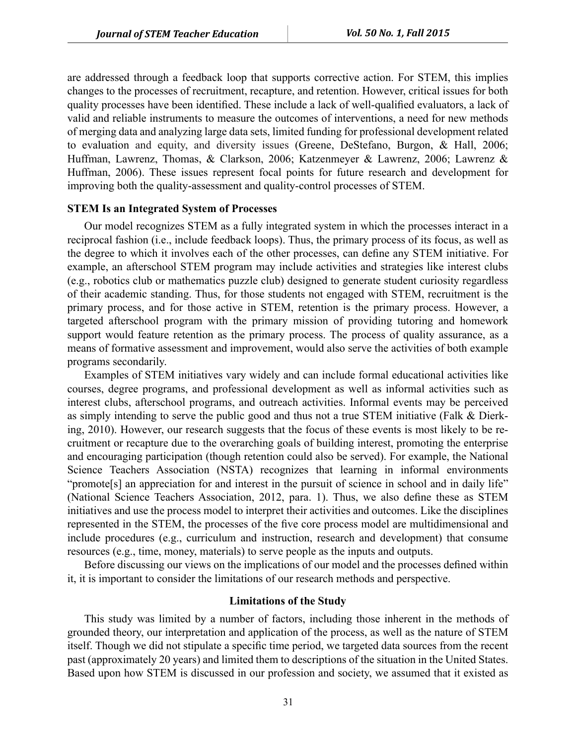are addressed through a feedback loop that supports corrective action. For STEM, this implies changes to the processes of recruitment, recapture, and retention. However, critical issues for both quality processes have been identified. These include a lack of well-qualified evaluators, a lack of valid and reliable instruments to measure the outcomes of interventions, a need for new methods of merging data and analyzing large data sets, limited funding for professional development related to evaluation and equity, and diversity issues (Greene, DeStefano, Burgon, & Hall, 2006; Huffman, Lawrenz, Thomas, & Clarkson, 2006; Katzenmeyer & Lawrenz, 2006; Lawrenz & Huffman, 2006). These issues represent focal points for future research and development for improving both the quality-assessment and quality-control processes of STEM.

**STEM Is an Integrated System of Processes**

Our model recognizes STEM as a fully integrated system in which the processes interact in a reciprocal fashion (i.e., include feedback loops). Thus, the primary process of its focus, as well as the degree to which it involves each of the other processes, can define any STEM initiative. For example, an afterschool STEM program may include activities and strategies like interest clubs (e.g., robotics club or mathematics puzzle club) designed to generate student curiosity regardless of their academic standing. Thus, for those students not engaged with STEM, recruitment is the primary process, and for those active in STEM, retention is the primary process. However, a targeted afterschool program with the primary mission of providing tutoring and homework support would feature retention as the primary process. The process of quality assurance, as a means of formative assessment and improvement, would also serve the activities of both example programs secondarily.

Examples of STEM initiatives vary widely and can include formal educational activities like courses, degree programs, and professional development as well as informal activities such as interest clubs, afterschool programs, and outreach activities. Informal events may be perceived as simply intending to serve the public good and thus not a true STEM initiative (Falk & Dierking, 2010). However, our research suggests that the focus of these events is most likely to be recruitment or recapture due to the overarching goals of building interest, promoting the enterprise and encouraging participation (though retention could also be served). For example, the National Science Teachers Association (NSTA) recognizes that learning in informal environments "promote[s] an appreciation for and interest in the pursuit of science in school and in daily life" (National Science Teachers Association, 2012, para. 1). Thus, we also define these as STEM initiatives and use the process model to interpret their activities and outcomes. Like the disciplines represented in the STEM, the processes of the five core process model are multidimensional and include procedures (e.g., curriculum and instruction, research and development) that consume resources (e.g., time, money, materials) to serve people as the inputs and outputs.

Before discussing our views on the implications of our model and the processes defined within it, it is important to consider the limitations of our research methods and perspective.

## Limitations of the Study

This study was limited by a number of factors, including those inherent in the methods of grounded theory, our interpretation and application of the process, as well as the nature of STEM itself. Though we did not stipulate a specific time period, we targeted data sources from the recent past (approximately 20 years) and limited them to descriptions of the situation in the United States. Based upon how STEM is discussed in our profession and society, we assumed that it existed as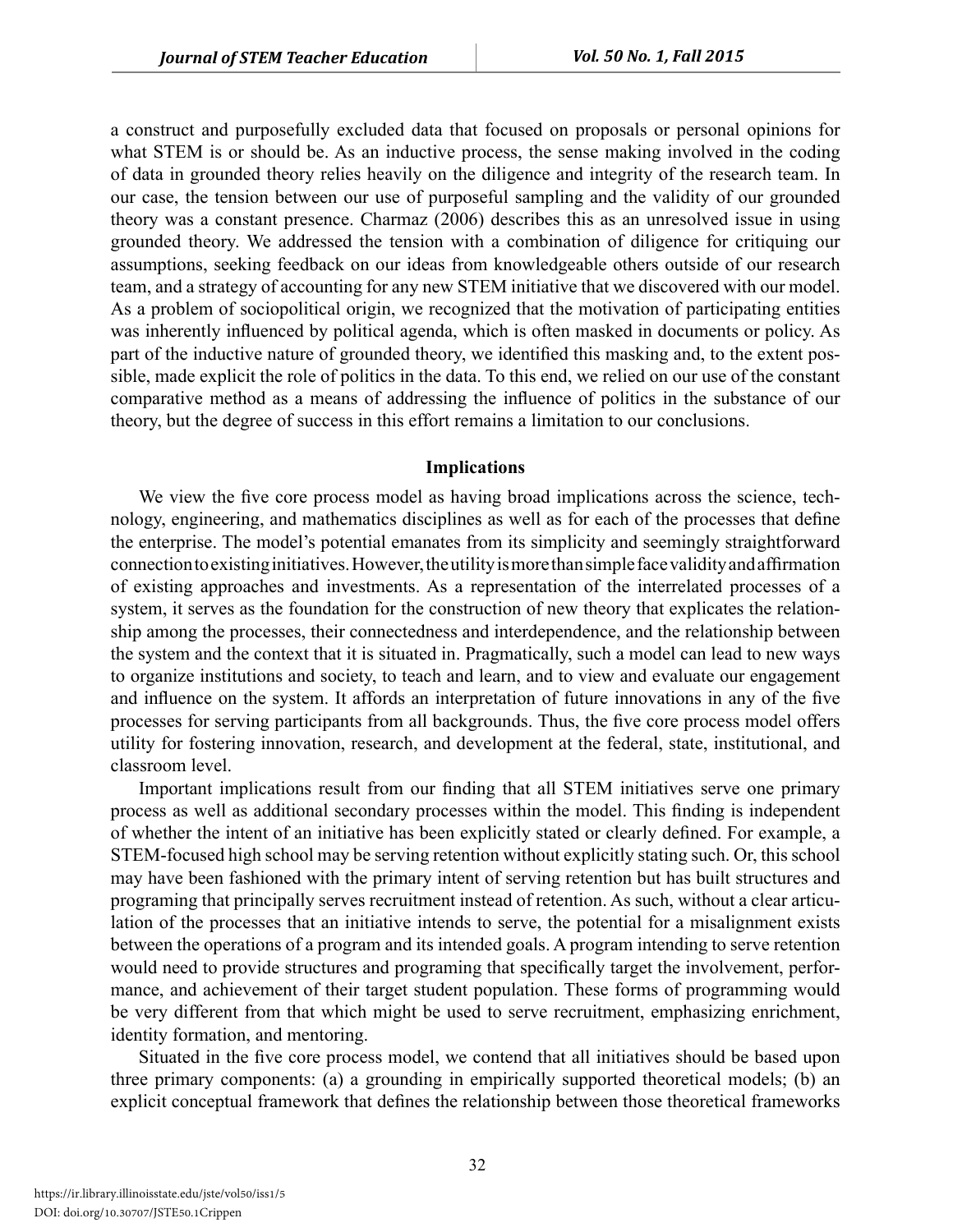a construct and purposefully excluded data that focused on proposals or personal opinions for what STEM is or should be. As an inductive process, the sense making involved in the coding of data in grounded theory relies heavily on the diligence and integrity of the research team. In our case, the tension between our use of purposeful sampling and the validity of our grounded theory was a constant presence. Charmaz (2006) describes this as an unresolved issue in using grounded theory. We addressed the tension with a combination of diligence for critiquing our assumptions, seeking feedback on our ideas from knowledgeable others outside of our research team, and a strategy of accounting for any new STEM initiative that we discovered with our model. As a problem of sociopolitical origin, we recognized that the motivation of participating entities was inherently influenced by political agenda, which is often masked in documents or policy. As part of the inductive nature of grounded theory, we identified this masking and, to the extent possible, made explicit the role of politics in the data. To this end, we relied on our use of the constant comparative method as a means of addressing the influence of politics in the substance of our theory, but the degree of success in this effort remains a limitation to our conclusions.

## Implications

We view the five core process model as having broad implications across the science, technology, engineering, and mathematics disciplines as well as for each of the processes that define the enterprise. The model's potential emanates from its simplicity and seemingly straightforward connection to existing initiatives. However, the utility is more than simple face validity and affirmation of existing approaches and investments. As a representation of the interrelated processes of a system, it serves as the foundation for the construction of new theory that explicates the relationship among the processes, their connectedness and interdependence, and the relationship between the system and the context that it is situated in. Pragmatically, such a model can lead to new ways to organize institutions and society, to teach and learn, and to view and evaluate our engagement and influence on the system. It affords an interpretation of future innovations in any of the five processes for serving participants from all backgrounds. Thus, the five core process model offers utility for fostering innovation, research, and development at the federal, state, institutional, and classroom level.

Important implications result from our finding that all STEM initiatives serve one primary process as well as additional secondary processes within the model. This finding is independent of whether the intent of an initiative has been explicitly stated or clearly defined. For example, a STEM-focused high school may be serving retention without explicitly stating such. Or, this school may have been fashioned with the primary intent of serving retention but has built structures and programing that principally serves recruitment instead of retention. As such, without a clear articulation of the processes that an initiative intends to serve, the potential for a misalignment exists between the operations of a program and its intended goals. A program intending to serve retention would need to provide structures and programing that specifically target the involvement, performance, and achievement of their target student population. These forms of programming would be very different from that which might be used to serve recruitment, emphasizing enrichment, identity formation, and mentoring.

Situated in the five core process model, we contend that all initiatives should be based upon three primary components: (a) a grounding in empirically supported theoretical models; (b) an explicit conceptual framework that defines the relationship between those theoretical frameworks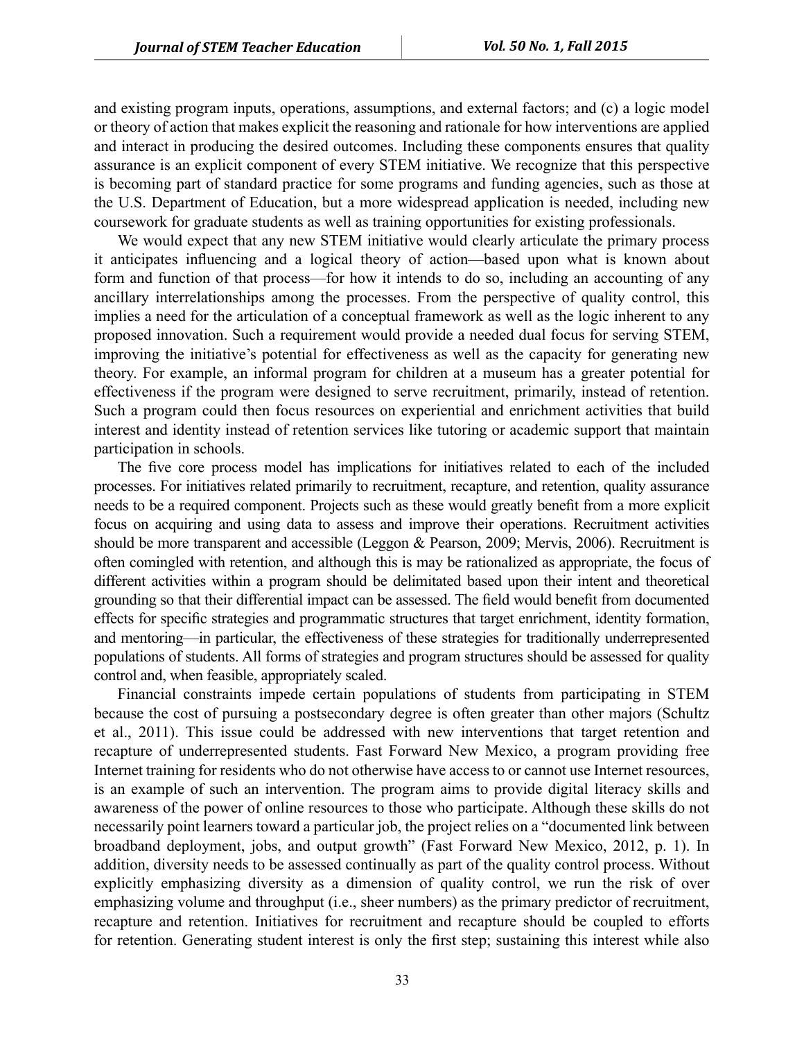and existing program inputs, operations, assumptions, and external factors; and (c) a logic model or theory of action that makes explicit the reasoning and rationale for how interventions are applied and interact in producing the desired outcomes. Including these components ensures that quality assurance is an explicit component of every STEM initiative. We recognize that this perspective is becoming part of standard practice for some programs and funding agencies, such as those at the U.S. Department of Education, but a more widespread application is needed, including new coursework for graduate students as well as training opportunities for existing professionals.

We would expect that any new STEM initiative would clearly articulate the primary process it anticipates influencing and a logical theory of action—based upon what is known about form and function of that process—for how it intends to do so, including an accounting of any ancillary interrelationships among the processes. From the perspective of quality control, this implies a need for the articulation of a conceptual framework as well as the logic inherent to any proposed innovation. Such a requirement would provide a needed dual focus for serving STEM, improving the initiative's potential for effectiveness as well as the capacity for generating new theory. For example, an informal program for children at a museum has a greater potential for effectiveness if the program were designed to serve recruitment, primarily, instead of retention. Such a program could then focus resources on experiential and enrichment activities that build interest and identity instead of retention services like tutoring or academic support that maintain participation in schools.

The five core process model has implications for initiatives related to each of the included processes. For initiatives related primarily to recruitment, recapture, and retention, quality assurance needs to be a required component. Projects such as these would greatly benefit from a more explicit focus on acquiring and using data to assess and improve their operations. Recruitment activities should be more transparent and accessible (Leggon & Pearson, 2009; Mervis, 2006). Recruitment is often comingled with retention, and although this is may be rationalized as appropriate, the focus of different activities within a program should be delimitated based upon their intent and theoretical grounding so that their differential impact can be assessed. The field would benefit from documented effects for specific strategies and programmatic structures that target enrichment, identity formation, and mentoring—in particular, the effectiveness of these strategies for traditionally underrepresented populations of students. All forms of strategies and program structures should be assessed for quality control and, when feasible, appropriately scaled.

Financial constraints impede certain populations of students from participating in STEM because the cost of pursuing a postsecondary degree is often greater than other majors (Schultz et al., 2011). This issue could be addressed with new interventions that target retention and recapture of underrepresented students. Fast Forward New Mexico, a program providing free Internet training for residents who do not otherwise have access to or cannot use Internet resources, is an example of such an intervention. The program aims to provide digital literacy skills and awareness of the power of online resources to those who participate. Although these skills do not necessarily point learners toward a particular job, the project relies on a "documented link between broadband deployment, jobs, and output growth" (Fast Forward New Mexico, 2012, p. 1). In addition, diversity needs to be assessed continually as part of the quality control process. Without explicitly emphasizing diversity as a dimension of quality control, we run the risk of over emphasizing volume and throughput (i.e., sheer numbers) as the primary predictor of recruitment, recapture and retention. Initiatives for recruitment and recapture should be coupled to efforts for retention. Generating student interest is only the first step; sustaining this interest while also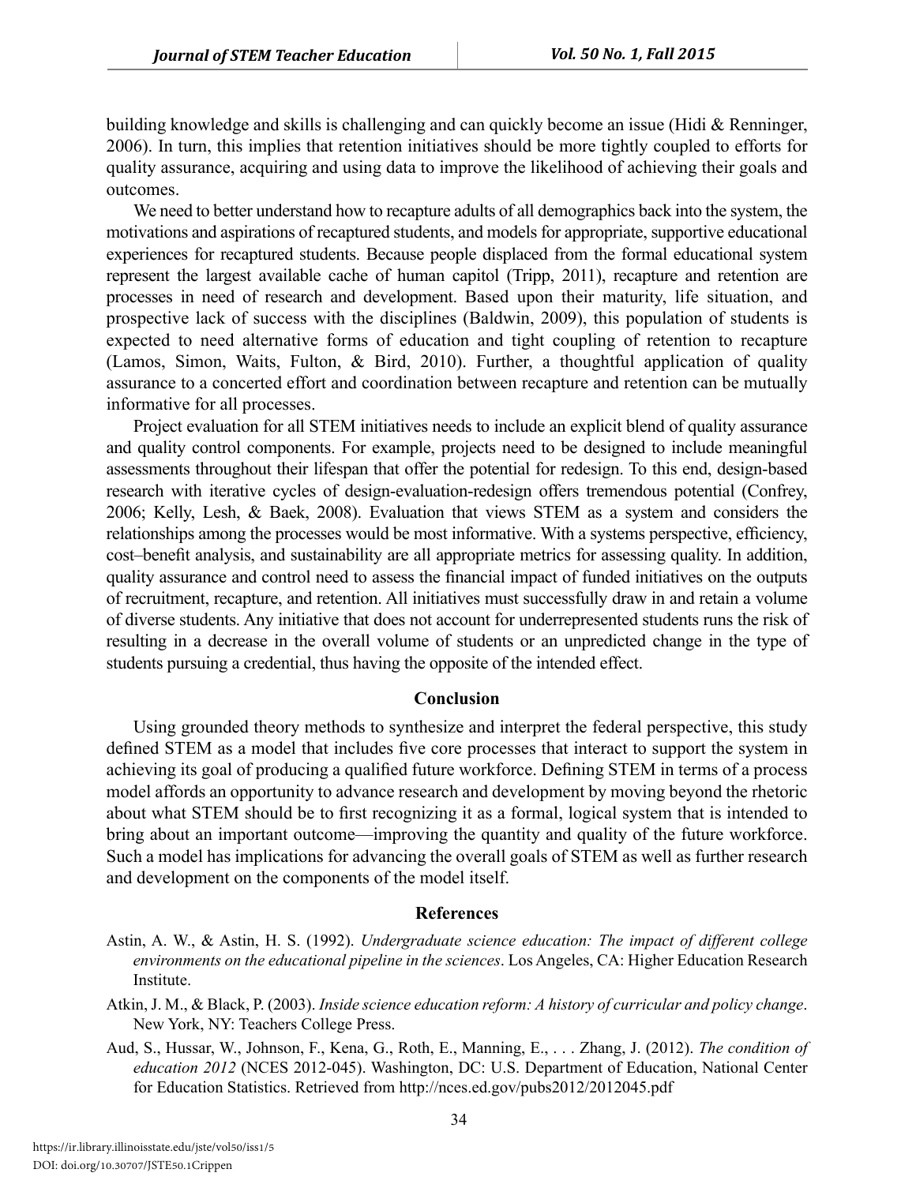building knowledge and skills is challenging and can quickly become an issue (Hidi & Renninger, 2006). In turn, this implies that retention initiatives should be more tightly coupled to efforts for quality assurance, acquiring and using data to improve the likelihood of achieving their goals and outcomes.

We need to better understand how to recapture adults of all demographics back into the system, the motivations and aspirations of recaptured students, and models for appropriate, supportive educational experiences for recaptured students. Because people displaced from the formal educational system represent the largest available cache of human capitol (Tripp, 2011), recapture and retention are processes in need of research and development. Based upon their maturity, life situation, and prospective lack of success with the disciplines (Baldwin, 2009), this population of students is expected to need alternative forms of education and tight coupling of retention to recapture (Lamos, Simon, Waits, Fulton, & Bird, 2010). Further, a thoughtful application of quality assurance to a concerted effort and coordination between recapture and retention can be mutually informative for all processes.

Project evaluation for all STEM initiatives needs to include an explicit blend of quality assurance and quality control components. For example, projects need to be designed to include meaningful assessments throughout their lifespan that offer the potential for redesign. To this end, design-based research with iterative cycles of design-evaluation-redesign offers tremendous potential (Confrey, 2006; Kelly, Lesh, & Baek, 2008). Evaluation that views STEM as a system and considers the relationships among the processes would be most informative. With a systems perspective, efficiency, cost–benefit analysis, and sustainability are all appropriate metrics for assessing quality. In addition, quality assurance and control need to assess the financial impact of funded initiatives on the outputs of recruitment, recapture, and retention. All initiatives must successfully draw in and retain a volume of diverse students. Any initiative that does not account for underrepresented students runs the risk of resulting in a decrease in the overall volume of students or an unpredicted change in the type of students pursuing a credential, thus having the opposite of the intended effect.

## Conclusion

Using grounded theory methods to synthesize and interpret the federal perspective, this study defined STEM as a model that includes five core processes that interact to support the system in achieving its goal of producing a qualified future workforce. Defining STEM in terms of a process model affords an opportunity to advance research and development by moving beyond the rhetoric about what STEM should be to first recognizing it as a formal, logical system that is intended to bring about an important outcome—improving the quantity and quality of the future workforce. Such a model has implications for advancing the overall goals of STEM as well as further research and development on the components of the model itself.

## References

Astin, A. W., & Astin, H. S. (1992). *Undergraduate science education: The impact of different college environments on the educational pipeline in the sciences*. Los Angeles, CA: Higher Education Research Institute.

Atkin, J. M., & Black, P. (2003). *Inside science education reform: A history of curricular and policy change*. New York, NY: Teachers College Press.

Aud, S., Hussar, W., Johnson, F., Kena, G., Roth, E., Manning, E., . . . Zhang, J. (2012). *The condition of education 2012* (NCES 2012-045). Washington, DC: U.S. Department of Education, National Center for Education Statistics. Retrieved from http://nces.ed.gov/pubs2012/2012045.pdf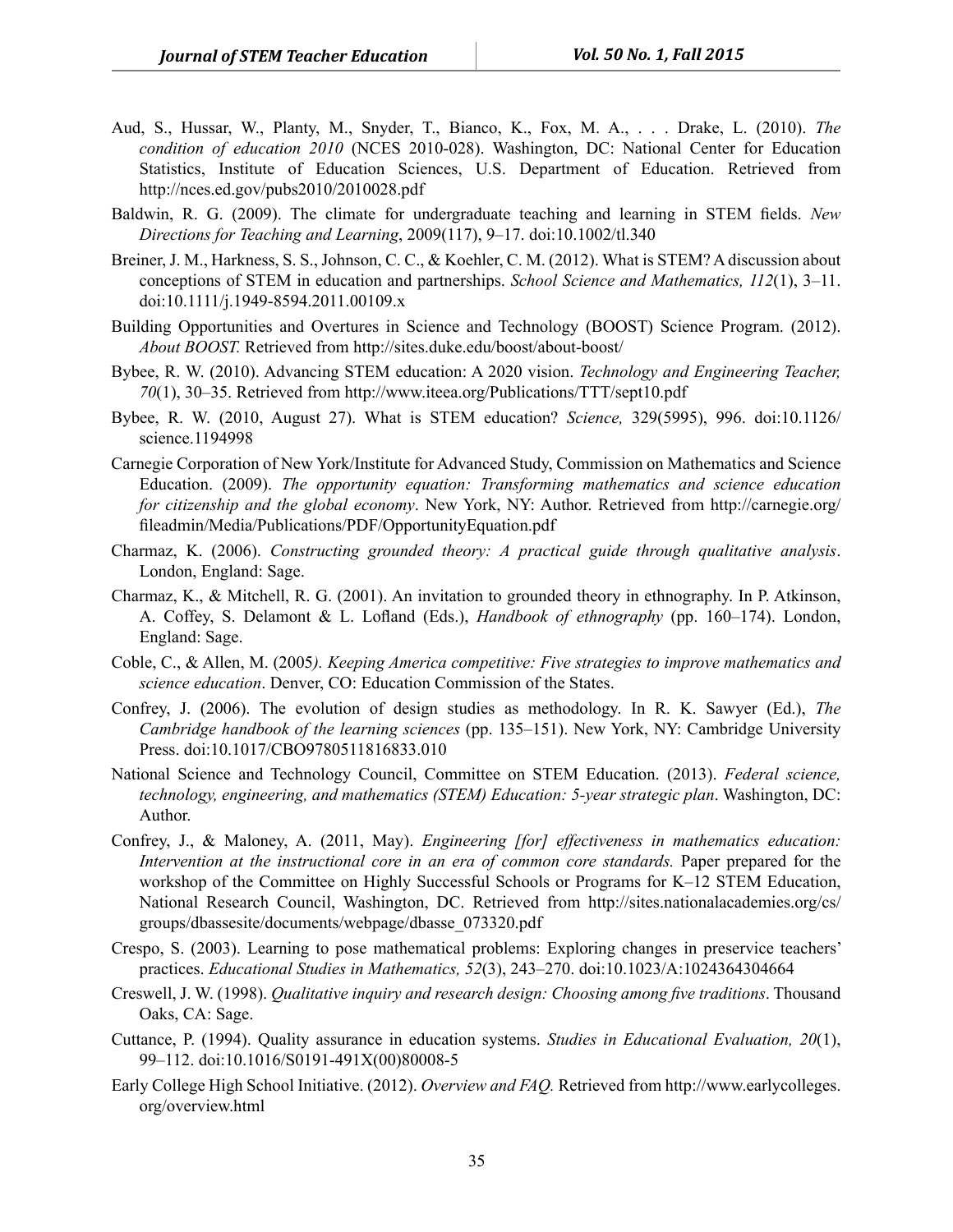Aud, S., Hussar, W., Planty, M., Snyder, T., Bianco, K., Fox, M. A., . . . Drake, L. (2010). *The condition of education 2010* (NCES 2010-028). Washington, DC: National Center for Education Statistics, Institute of Education Sciences, U.S. Department of Education. Retrieved from http://nces.ed.gov/pubs2010/2010028.pdf

Baldwin, R. G. (2009). The climate for undergraduate teaching and learning in STEM fields. *New Directions for Teaching and Learning*, 2009(117), 9–17. doi:10.1002/tl.340

Breiner, J. M., Harkness, S. S., Johnson, C. C., & Koehler, C. M. (2012). What is STEM? A discussion about conceptions of STEM in education and partnerships. *School Science and Mathematics, 112*(1), 3–11. doi:10.1111/j.1949-8594.2011.00109.x

Building Opportunities and Overtures in Science and Technology (BOOST) Science Program. (2012). *About BOOST.* Retrieved from http://sites.duke.edu/boost/about-boost/

Bybee, R. W. (2010). Advancing STEM education: A 2020 vision. *Technology and Engineering Teacher, 70*(1), 30–35. Retrieved from http://www.iteea.org/Publications/TTT/sept10.pdf

Bybee, R. W. (2010, August 27). What is STEM education? *Science,* 329(5995), 996. doi:10.1126/science.1194998

Carnegie Corporation of New York/Institute for Advanced Study, Commission on Mathematics and Science Education. (2009). *The opportunity equation: Transforming mathematics and science education for citizenship and the global economy*. New York, NY: Author. Retrieved from http://carnegie.org/fileadmin/Media/Publications/PDF/OpportunityEquation.pdf

Charmaz, K. (2006). *Constructing grounded theory: A practical guide through qualitative analysis*. London, England: Sage.

Charmaz, K., & Mitchell, R. G. (2001). An invitation to grounded theory in ethnography. In P. Atkinson, A. Coffey, S. Delamont & L. Lofland (Eds.), *Handbook of ethnography* (pp. 160–174). London, England: Sage.

Coble, C., & Allen, M. (2005*). Keeping America competitive: Five strategies to improve mathematics and science education*. Denver, CO: Education Commission of the States.

Confrey, J. (2006). The evolution of design studies as methodology. In R. K. Sawyer (Ed.), *The Cambridge handbook of the learning sciences* (pp. 135–151). New York, NY: Cambridge University Press. doi:10.1017/CBO9780511816833.010

National Science and Technology Council, Committee on STEM Education. (2013). *Federal science, technology, engineering, and mathematics (STEM) Education: 5-year strategic plan*. Washington, DC: Author.

Confrey, J., & Maloney, A. (2011, May). *Engineering [for] effectiveness in mathematics education: Intervention at the instructional core in an era of common core standards.* Paper prepared for the workshop of the Committee on Highly Successful Schools or Programs for K–12 STEM Education, National Research Council, Washington, DC. Retrieved from http://sites.nationalacademies.org/cs/groups/dbassesite/documents/webpage/dbasse_073320.pdf

Crespo, S. (2003). Learning to pose mathematical problems: Exploring changes in preservice teachers' practices. *Educational Studies in Mathematics, 52*(3), 243–270. doi:10.1023/A:1024364304664

Creswell, J. W. (1998). *Qualitative inquiry and research design: Choosing among five traditions*. Thousand Oaks, CA: Sage.

Cuttance, P. (1994). Quality assurance in education systems. *Studies in Educational Evaluation, 20*(1), 99–112. doi:10.1016/S0191-491X(00)80008-5

Early College High School Initiative. (2012). *Overview and FAQ.* Retrieved from http://www.earlycolleges.org/overview.html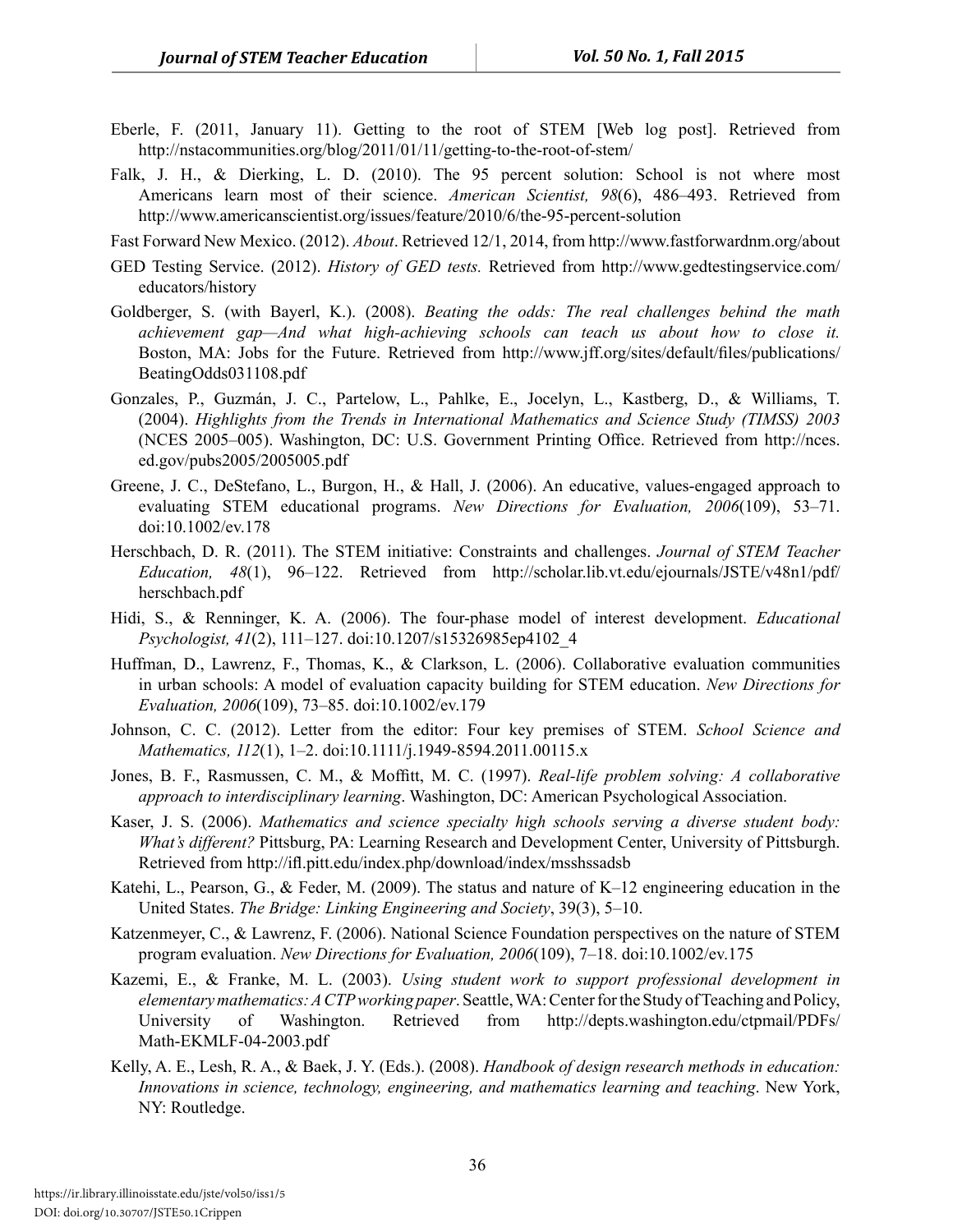Eberle, F. (2011, January 11). Getting to the root of STEM [Web log post]. Retrieved from http://nstacommunities.org/blog/2011/01/11/getting-to-the-root-of-stem/

Falk, J. H., & Dierking, L. D. (2010). The 95 percent solution: School is not where most Americans learn most of their science. *American Scientist, 98*(6), 486–493. Retrieved from http://www.americanscientist.org/issues/feature/2010/6/the-95-percent-solution

Fast Forward New Mexico. (2012). *About*. Retrieved 12/1, 2014, from http://www.fastforwardnm.org/about

GED Testing Service. (2012). *History of GED tests.* Retrieved from http://www.gedtestingservice.com/educators/history

Goldberger, S. (with Bayerl, K.). (2008). *Beating the odds: The real challenges behind the math achievement gap—And what high-achieving schools can teach us about how to close it.* Boston, MA: Jobs for the Future. Retrieved from http://www.jff.org/sites/default/files/publications/BeatingOdds031108.pdf

Gonzales, P., Guzmán, J. C., Partelow, L., Pahlke, E., Jocelyn, L., Kastberg, D., & Williams, T. (2004). *Highlights from the Trends in International Mathematics and Science Study (TIMSS) 2003* (NCES 2005–005). Washington, DC: U.S. Government Printing Office. Retrieved from http://nces.ed.gov/pubs2005/2005005.pdf

Greene, J. C., DeStefano, L., Burgon, H., & Hall, J. (2006). An educative, values-engaged approach to evaluating STEM educational programs. *New Directions for Evaluation, 2006*(109), 53–71. doi:10.1002/ev.178

Herschbach, D. R. (2011). The STEM initiative: Constraints and challenges. *Journal of STEM Teacher Education, 48*(1), 96–122. Retrieved from http://scholar.lib.vt.edu/ejournals/JSTE/v48n1/pdf/herschbach.pdf

Hidi, S., & Renninger, K. A. (2006). The four-phase model of interest development. *Educational Psychologist, 41*(2), 111–127. doi:10.1207/s15326985ep4102_4

Huffman, D., Lawrenz, F., Thomas, K., & Clarkson, L. (2006). Collaborative evaluation communities in urban schools: A model of evaluation capacity building for STEM education. *New Directions for Evaluation, 2006*(109), 73–85. doi:10.1002/ev.179

Johnson, C. C. (2012). Letter from the editor: Four key premises of STEM. *School Science and Mathematics, 112*(1), 1–2. doi:10.1111/j.1949-8594.2011.00115.x

Jones, B. F., Rasmussen, C. M., & Moffitt, M. C. (1997). *Real-life problem solving: A collaborative approach to interdisciplinary learning*. Washington, DC: American Psychological Association.

Kaser, J. S. (2006). *Mathematics and science specialty high schools serving a diverse student body: What's different?* Pittsburg, PA: Learning Research and Development Center, University of Pittsburgh. Retrieved from http://ifl.pitt.edu/index.php/download/index/msshssadsb

Katehi, L., Pearson, G., & Feder, M. (2009). The status and nature of K–12 engineering education in the United States. *The Bridge: Linking Engineering and Society*, 39(3), 5–10.

Katzenmeyer, C., & Lawrenz, F. (2006). National Science Foundation perspectives on the nature of STEM program evaluation. *New Directions for Evaluation, 2006*(109), 7–18. doi:10.1002/ev.175

Kazemi, E., & Franke, M. L. (2003). *Using student work to support professional development in elementary mathematics: A CTP working paper*. Seattle, WA: Center for the Study of Teaching and Policy, University of Washington. Retrieved from http://depts.washington.edu/ctpmail/PDFs/Math-EKMLF-04-2003.pdf

Kelly, A. E., Lesh, R. A., & Baek, J. Y. (Eds.). (2008). *Handbook of design research methods in education: Innovations in science, technology, engineering, and mathematics learning and teaching*. New York, NY: Routledge.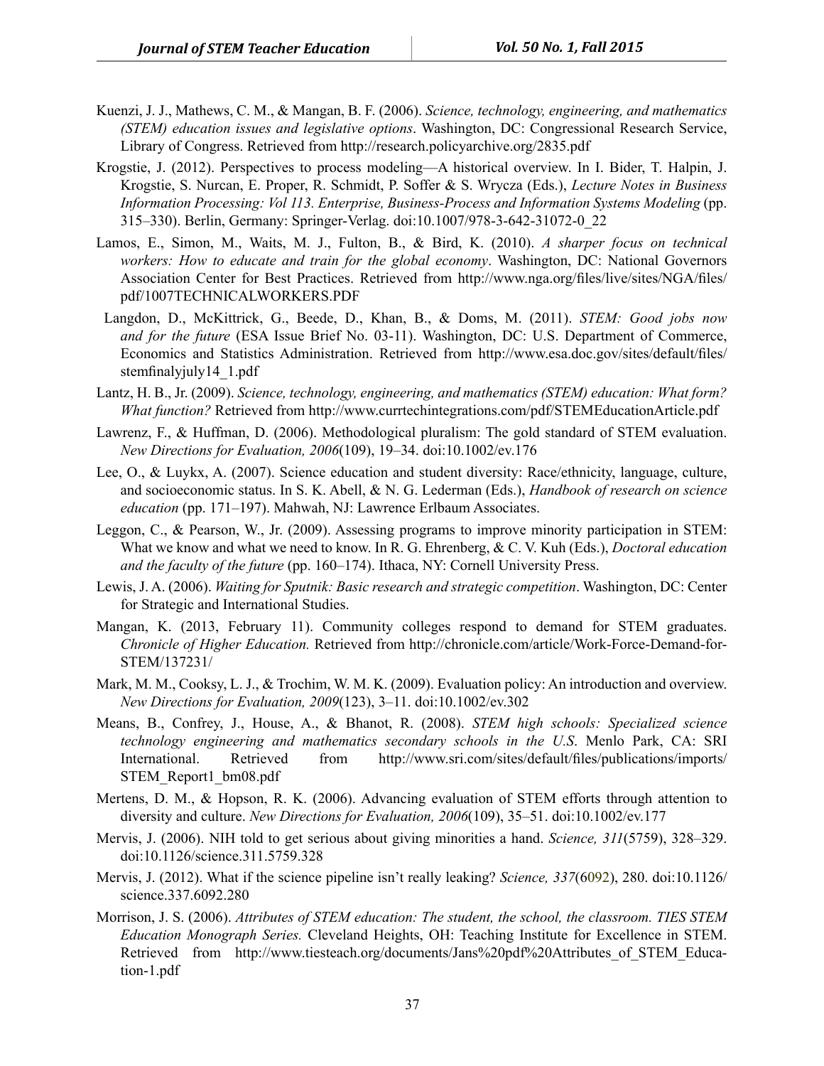Kuenzi, J. J., Mathews, C. M., & Mangan, B. F. (2006). *Science, technology, engineering, and mathematics (STEM) education issues and legislative options*. Washington, DC: Congressional Research Service, Library of Congress. Retrieved from http://research.policyarchive.org/2835.pdf

Krogstie, J. (2012). Perspectives to process modeling—A historical overview. In I. Bider, T. Halpin, J. Krogstie, S. Nurcan, E. Proper, R. Schmidt, P. Soffer & S. Wrycza (Eds.), *Lecture Notes in Business Information Processing: Vol 113. Enterprise, Business-Process and Information Systems Modeling* (pp. 315–330). Berlin, Germany: Springer-Verlag. doi:10.1007/978-3-642-31072-0_22

Lamos, E., Simon, M., Waits, M. J., Fulton, B., & Bird, K. (2010). *A sharper focus on technical workers: How to educate and train for the global economy*. Washington, DC: National Governors Association Center for Best Practices. Retrieved from http://www.nga.org/files/live/sites/NGA/files/pdf/1007TECHNICALWORKERS.PDF

Langdon, D., McKittrick, G., Beede, D., Khan, B., & Doms, M. (2011). *STEM: Good jobs now and for the future* (ESA Issue Brief No. 03-11). Washington, DC: U.S. Department of Commerce, Economics and Statistics Administration. Retrieved from http://www.esa.doc.gov/sites/default/files/stemfinalyjuly14_1.pdf

Lantz, H. B., Jr. (2009). *Science, technology, engineering, and mathematics (STEM) education: What form? What function?* Retrieved from http://www.currtechintegrations.com/pdf/STEMEducationArticle.pdf

Lawrenz, F., & Huffman, D. (2006). Methodological pluralism: The gold standard of STEM evaluation. *New Directions for Evaluation, 2006*(109), 19–34. doi:10.1002/ev.176

Lee, O., & Luykx, A. (2007). Science education and student diversity: Race/ethnicity, language, culture, and socioeconomic status. In S. K. Abell, & N. G. Lederman (Eds.), *Handbook of research on science education* (pp. 171–197). Mahwah, NJ: Lawrence Erlbaum Associates.

Leggon, C., & Pearson, W., Jr. (2009). Assessing programs to improve minority participation in STEM: What we know and what we need to know. In R. G. Ehrenberg, & C. V. Kuh (Eds.), *Doctoral education and the faculty of the future* (pp. 160–174). Ithaca, NY: Cornell University Press.

Lewis, J. A. (2006). *Waiting for Sputnik: Basic research and strategic competition*. Washington, DC: Center for Strategic and International Studies.

Mangan, K. (2013, February 11). Community colleges respond to demand for STEM graduates. *Chronicle of Higher Education.* Retrieved from http://chronicle.com/article/Work-Force-Demand-for-STEM/137231/

Mark, M. M., Cooksy, L. J., & Trochim, W. M. K. (2009). Evaluation policy: An introduction and overview. *New Directions for Evaluation, 2009*(123), 3–11. doi:10.1002/ev.302

Means, B., Confrey, J., House, A., & Bhanot, R. (2008). *STEM high schools: Specialized science technology engineering and mathematics secondary schools in the U.S*. Menlo Park, CA: SRI International. Retrieved from http://www.sri.com/sites/default/files/publications/imports/STEM_Report1_bm08.pdf

Mertens, D. M., & Hopson, R. K. (2006). Advancing evaluation of STEM efforts through attention to diversity and culture. *New Directions for Evaluation, 2006*(109), 35–51. doi:10.1002/ev.177

Mervis, J. (2006). NIH told to get serious about giving minorities a hand. *Science, 311*(5759), 328–329. doi:10.1126/science.311.5759.328

Mervis, J. (2012). What if the science pipeline isn't really leaking? *Science, 337*(6092), 280. doi:10.1126/science.337.6092.280

Morrison, J. S. (2006). *Attributes of STEM education: The student, the school, the classroom. TIES STEM Education Monograph Series.* Cleveland Heights, OH: Teaching Institute for Excellence in STEM. Retrieved from http://www.tiesteach.org/documents/Jans%20pdf%20Attributes_of_STEM_Education-1.pdf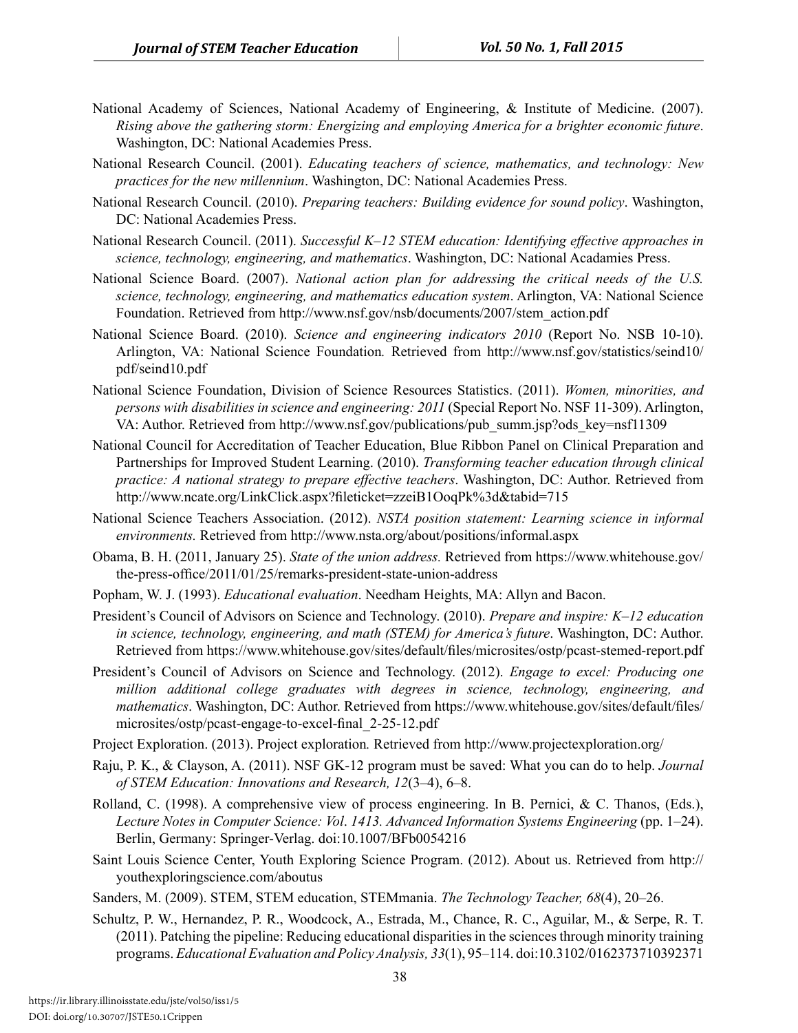National Academy of Sciences, National Academy of Engineering, & Institute of Medicine. (2007). *Rising above the gathering storm: Energizing and employing America for a brighter economic future*. Washington, DC: National Academies Press.

National Research Council. (2001). *Educating teachers of science, mathematics, and technology: New practices for the new millennium*. Washington, DC: National Academies Press.

National Research Council. (2010). *Preparing teachers: Building evidence for sound policy*. Washington, DC: National Academies Press.

National Research Council. (2011). *Successful K–12 STEM education: Identifying effective approaches in science, technology, engineering, and mathematics*. Washington, DC: National Acadamies Press.

National Science Board. (2007). *National action plan for addressing the critical needs of the U.S. science, technology, engineering, and mathematics education system*. Arlington, VA: National Science Foundation. Retrieved from http://www.nsf.gov/nsb/documents/2007/stem_action.pdf

National Science Board. (2010). *Science and engineering indicators 2010* (Report No. NSB 10-10). Arlington, VA: National Science Foundation. Retrieved from http://www.nsf.gov/statistics/seind10/pdf/seind10.pdf

National Science Foundation, Division of Science Resources Statistics. (2011). *Women, minorities, and persons with disabilities in science and engineering: 2011* (Special Report No. NSF 11-309). Arlington, VA: Author. Retrieved from http://www.nsf.gov/publications/pub_summ.jsp?ods_key=nsf11309

National Council for Accreditation of Teacher Education, Blue Ribbon Panel on Clinical Preparation and Partnerships for Improved Student Learning. (2010). *Transforming teacher education through clinical practice: A national strategy to prepare effective teachers*. Washington, DC: Author. Retrieved from http://www.ncate.org/LinkClick.aspx?fileticket=zzeiB1OoqPk%3d&tabid=715

National Science Teachers Association. (2012). *NSTA position statement: Learning science in informal environments.* Retrieved from http://www.nsta.org/about/positions/informal.aspx

Obama, B. H. (2011, January 25). *State of the union address.* Retrieved from https://www.whitehouse.gov/the-press-office/2011/01/25/remarks-president-state-union-address

Popham, W. J. (1993). *Educational evaluation*. Needham Heights, MA: Allyn and Bacon.

President's Council of Advisors on Science and Technology. (2010). *Prepare and inspire: K–12 education in science, technology, engineering, and math (STEM) for America's future*. Washington, DC: Author. Retrieved from https://www.whitehouse.gov/sites/default/files/microsites/ostp/pcast-stemed-report.pdf

President's Council of Advisors on Science and Technology. (2012). *Engage to excel: Producing one million additional college graduates with degrees in science, technology, engineering, and mathematics*. Washington, DC: Author. Retrieved from https://www.whitehouse.gov/sites/default/files/microsites/ostp/pcast-engage-to-excel-final_2-25-12.pdf

Project Exploration. (2013). Project exploration*.* Retrieved from http://www.projectexploration.org/

Raju, P. K., & Clayson, A. (2011). NSF GK-12 program must be saved: What you can do to help. *Journal of STEM Education: Innovations and Research, 12*(3–4), 6–8.

Rolland, C. (1998). A comprehensive view of process engineering. In B. Pernici, & C. Thanos, (Eds.), *Lecture Notes in Computer Science: Vol. 1413. Advanced Information Systems Engineering* (pp. 1–24). Berlin, Germany: Springer-Verlag. doi:10.1007/BFb0054216

Saint Louis Science Center, Youth Exploring Science Program. (2012). About us. Retrieved from http://youthexploringscience.com/aboutus

Sanders, M. (2009). STEM, STEM education, STEMmania. *The Technology Teacher, 68*(4), 20–26.

Schultz, P. W., Hernandez, P. R., Woodcock, A., Estrada, M., Chance, R. C., Aguilar, M., & Serpe, R. T. (2011). Patching the pipeline: Reducing educational disparities in the sciences through minority training programs. *Educational Evaluation and Policy Analysis, 33*(1), 95–114. doi:10.3102/0162373710392371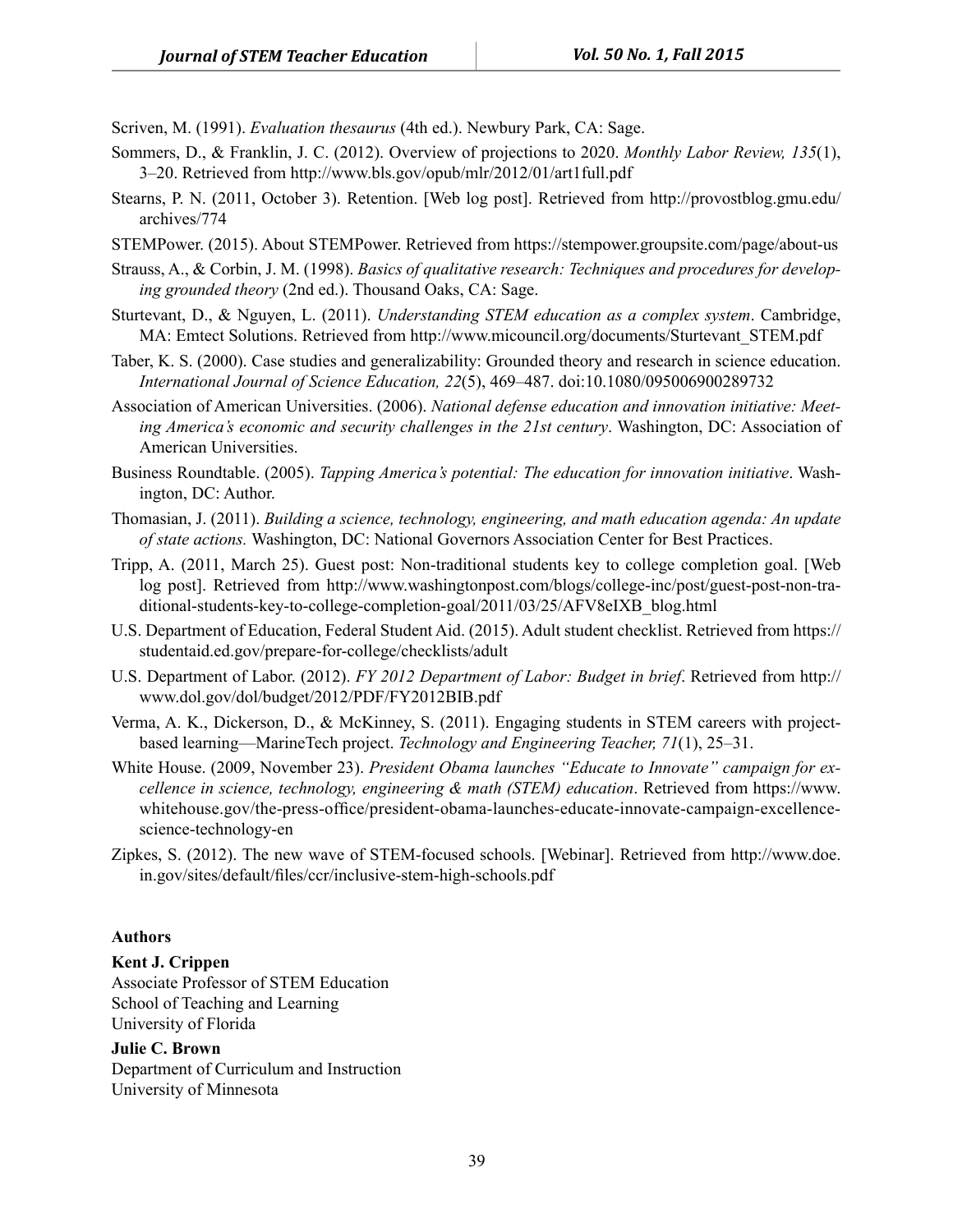Scriven, M. (1991). *Evaluation thesaurus* (4th ed.). Newbury Park, CA: Sage.

Sommers, D., & Franklin, J. C. (2012). Overview of projections to 2020. *Monthly Labor Review, 135*(1), 3–20. Retrieved from http://www.bls.gov/opub/mlr/2012/01/art1full.pdf

Stearns, P. N. (2011, October 3). Retention. [Web log post]. Retrieved from http://provostblog.gmu.edu/archives/774

STEMPower. (2015). About STEMPower. Retrieved from https://stempower.groupsite.com/page/about-us

Strauss, A., & Corbin, J. M. (1998). *Basics of qualitative research: Techniques and procedures for developing grounded theory* (2nd ed.). Thousand Oaks, CA: Sage.

Sturtevant, D., & Nguyen, L. (2011). *Understanding STEM education as a complex system*. Cambridge, MA: Emtect Solutions. Retrieved from http://www.micouncil.org/documents/Sturtevant_STEM.pdf

Taber, K. S. (2000). Case studies and generalizability: Grounded theory and research in science education. *International Journal of Science Education, 22*(5), 469–487. doi:10.1080/095006900289732

Association of American Universities. (2006). *National defense education and innovation initiative: Meeting America's economic and security challenges in the 21st century*. Washington, DC: Association of American Universities.

Business Roundtable. (2005). *Tapping America's potential: The education for innovation initiative*. Washington, DC: Author.

Thomasian, J. (2011). *Building a science, technology, engineering, and math education agenda: An update of state actions.* Washington, DC: National Governors Association Center for Best Practices.

Tripp, A. (2011, March 25). Guest post: Non-traditional students key to college completion goal. [Web log post]. Retrieved from http://www.washingtonpost.com/blogs/college-inc/post/guest-post-non-traditional-students-key-to-college-completion-goal/2011/03/25/AFV8eIXB_blog.html

U.S. Department of Education, Federal Student Aid. (2015). Adult student checklist. Retrieved from https://studentaid.ed.gov/prepare-for-college/checklists/adult

U.S. Department of Labor. (2012). *FY 2012 Department of Labor: Budget in brief*. Retrieved from http://www.dol.gov/dol/budget/2012/PDF/FY2012BIB.pdf

Verma, A. K., Dickerson, D., & McKinney, S. (2011). Engaging students in STEM careers with project-based learning—MarineTech project. *Technology and Engineering Teacher, 71*(1), 25–31.

White House. (2009, November 23). *President Obama launches "Educate to Innovate" campaign for excellence in science, technology, engineering & math (STEM) education*. Retrieved from https://www.whitehouse.gov/the-press-office/president-obama-launches-educate-innovate-campaign-excellence-science-technology-en

Zipkes, S. (2012). The new wave of STEM-focused schools. [Webinar]. Retrieved from http://www.doe.in.gov/sites/default/files/ccr/inclusive-stem-high-schools.pdf

**Authors**

**Kent J. Crippen**
Associate Professor of STEM Education
School of Teaching and Learning
University of Florida

**Julie C. Brown**
Department of Curriculum and Instruction
University of Minnesota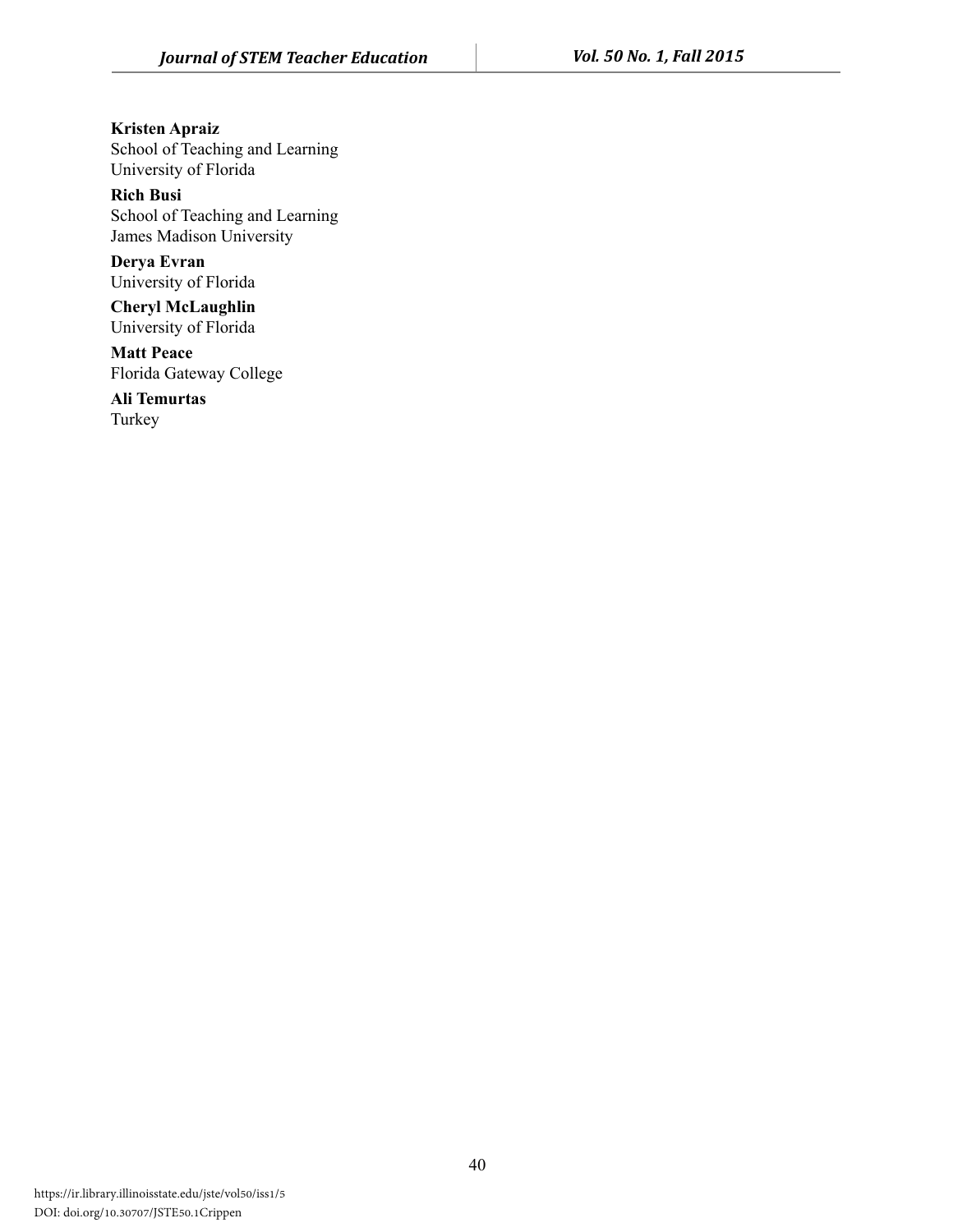**Kristen Apraiz**
School of Teaching and Learning
University of Florida

**Rich Busi**
School of Teaching and Learning
James Madison University

**Derya Evran**
University of Florida

**Cheryl McLaughlin**
University of Florida

**Matt Peace**
Florida Gateway College

**Ali Temurtas**
Turkey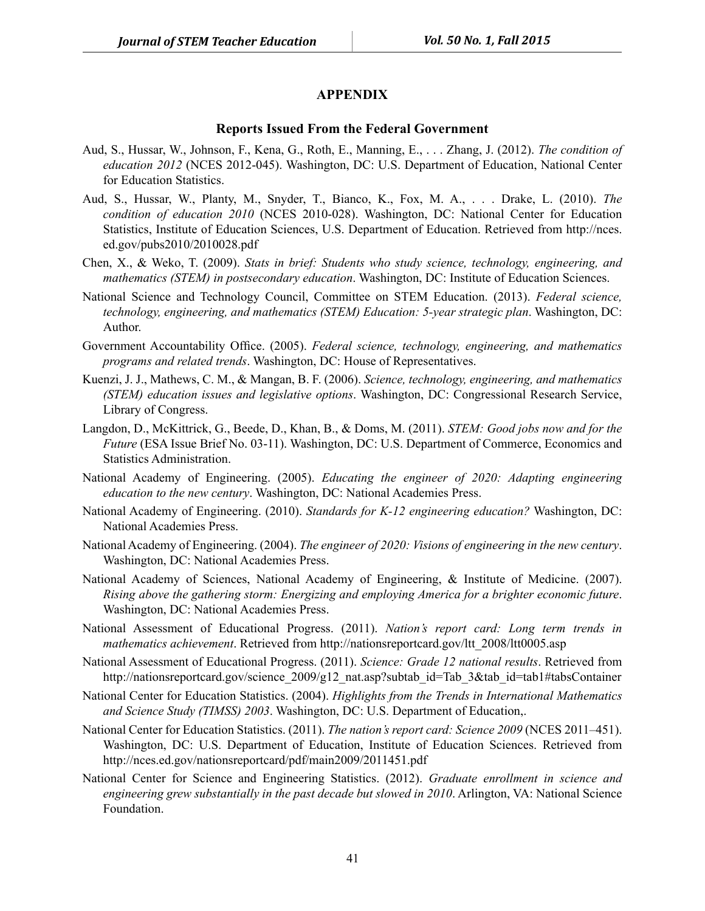# APPENDIX

## Reports Issued From the Federal Government

Aud, S., Hussar, W., Johnson, F., Kena, G., Roth, E., Manning, E., . . . Zhang, J. (2012). *The condition of education 2012* (NCES 2012-045). Washington, DC: U.S. Department of Education, National Center for Education Statistics.

Aud, S., Hussar, W., Planty, M., Snyder, T., Bianco, K., Fox, M. A., . . . Drake, L. (2010). *The condition of education 2010* (NCES 2010-028). Washington, DC: National Center for Education Statistics, Institute of Education Sciences, U.S. Department of Education. Retrieved from http://nces.ed.gov/pubs2010/2010028.pdf

Chen, X., & Weko, T. (2009). *Stats in brief: Students who study science, technology, engineering, and mathematics (STEM) in postsecondary education*. Washington, DC: Institute of Education Sciences.

National Science and Technology Council, Committee on STEM Education. (2013). *Federal science, technology, engineering, and mathematics (STEM) Education: 5-year strategic plan*. Washington, DC: Author.

Government Accountability Office. (2005). *Federal science, technology, engineering, and mathematics programs and related trends*. Washington, DC: House of Representatives.

Kuenzi, J. J., Mathews, C. M., & Mangan, B. F. (2006). *Science, technology, engineering, and mathematics (STEM) education issues and legislative options*. Washington, DC: Congressional Research Service, Library of Congress.

Langdon, D., McKittrick, G., Beede, D., Khan, B., & Doms, M. (2011). *STEM: Good jobs now and for the Future* (ESA Issue Brief No. 03-11). Washington, DC: U.S. Department of Commerce, Economics and Statistics Administration.

National Academy of Engineering. (2005). *Educating the engineer of 2020: Adapting engineering education to the new century*. Washington, DC: National Academies Press.

National Academy of Engineering. (2010). *Standards for K-12 engineering education?* Washington, DC: National Academies Press.

National Academy of Engineering. (2004). *The engineer of 2020: Visions of engineering in the new century*. Washington, DC: National Academies Press.

National Academy of Sciences, National Academy of Engineering, & Institute of Medicine. (2007). *Rising above the gathering storm: Energizing and employing America for a brighter economic future*. Washington, DC: National Academies Press.

National Assessment of Educational Progress. (2011). *Nation's report card: Long term trends in mathematics achievement*. Retrieved from http://nationsreportcard.gov/ltt_2008/ltt0005.asp

National Assessment of Educational Progress. (2011). *Science: Grade 12 national results*. Retrieved from http://nationsreportcard.gov/science_2009/g12_nat.asp?subtab_id=Tab_3&tab_id=tab1#tabsContainer

National Center for Education Statistics. (2004). *Highlights from the Trends in International Mathematics and Science Study (TIMSS) 2003*. Washington, DC: U.S. Department of Education,.

National Center for Education Statistics. (2011). *The nation's report card: Science 2009* (NCES 2011–451). Washington, DC: U.S. Department of Education, Institute of Education Sciences. Retrieved from http://nces.ed.gov/nationsreportcard/pdf/main2009/2011451.pdf

National Center for Science and Engineering Statistics. (2012). *Graduate enrollment in science and engineering grew substantially in the past decade but slowed in 2010*. Arlington, VA: National Science Foundation.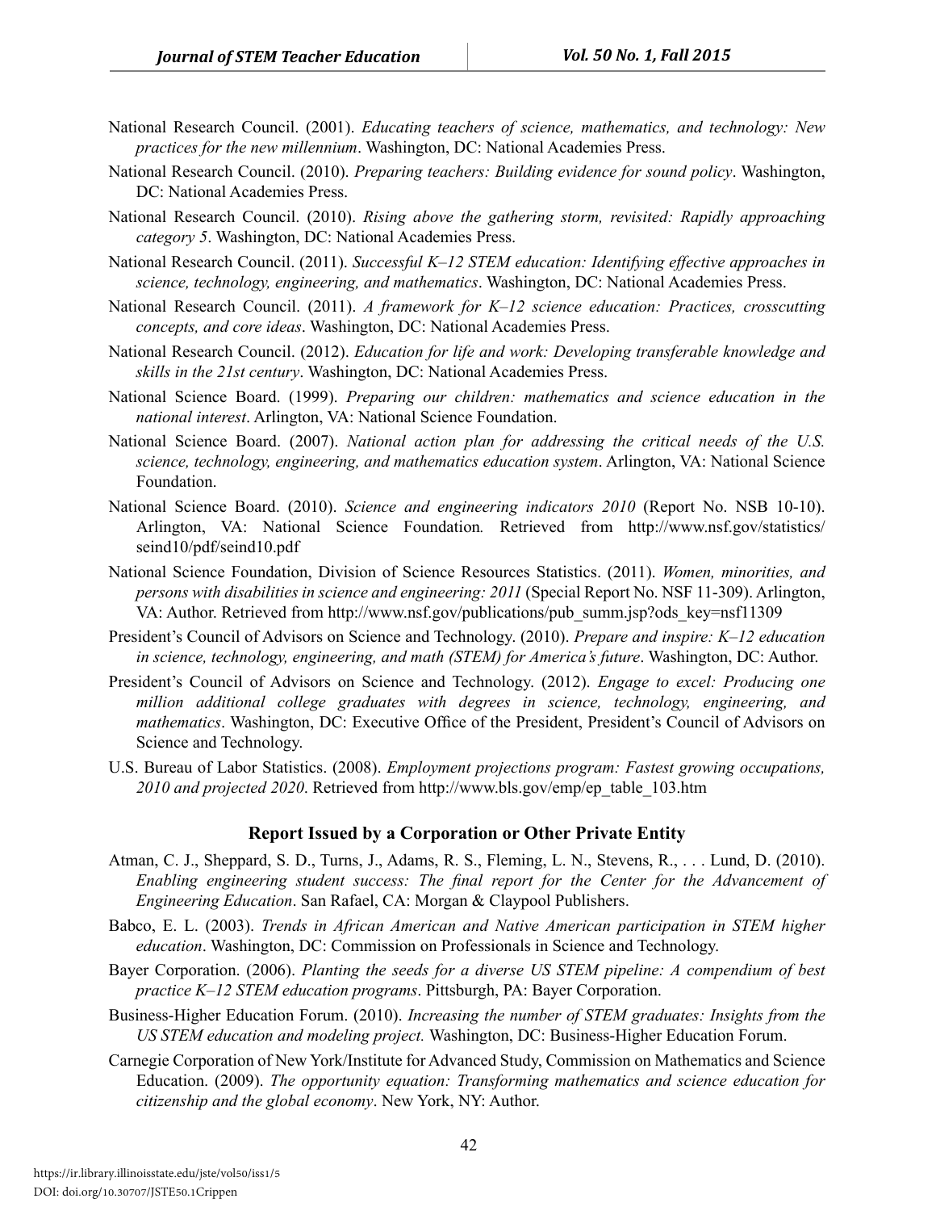National Research Council. (2001). *Educating teachers of science, mathematics, and technology: New practices for the new millennium*. Washington, DC: National Academies Press.

National Research Council. (2010). *Preparing teachers: Building evidence for sound policy*. Washington, DC: National Academies Press.

National Research Council. (2010). *Rising above the gathering storm, revisited: Rapidly approaching category 5*. Washington, DC: National Academies Press.

National Research Council. (2011). *Successful K–12 STEM education: Identifying effective approaches in science, technology, engineering, and mathematics*. Washington, DC: National Academies Press.

National Research Council. (2011). *A framework for K–12 science education: Practices, crosscutting concepts, and core ideas*. Washington, DC: National Academies Press.

National Research Council. (2012). *Education for life and work: Developing transferable knowledge and skills in the 21st century*. Washington, DC: National Academies Press.

National Science Board. (1999). *Preparing our children: mathematics and science education in the national interest*. Arlington, VA: National Science Foundation.

National Science Board. (2007). *National action plan for addressing the critical needs of the U.S. science, technology, engineering, and mathematics education system*. Arlington, VA: National Science Foundation.

National Science Board. (2010). *Science and engineering indicators 2010* (Report No. NSB 10-10). Arlington, VA: National Science Foundation. Retrieved from http://www.nsf.gov/statistics/seind10/pdf/seind10.pdf

National Science Foundation, Division of Science Resources Statistics. (2011). *Women, minorities, and persons with disabilities in science and engineering: 2011* (Special Report No. NSF 11-309). Arlington, VA: Author. Retrieved from http://www.nsf.gov/publications/pub_summ.jsp?ods_key=nsf11309

President's Council of Advisors on Science and Technology. (2010). *Prepare and inspire: K–12 education in science, technology, engineering, and math (STEM) for America's future*. Washington, DC: Author.

President's Council of Advisors on Science and Technology. (2012). *Engage to excel: Producing one million additional college graduates with degrees in science, technology, engineering, and mathematics*. Washington, DC: Executive Office of the President, President's Council of Advisors on Science and Technology.

U.S. Bureau of Labor Statistics. (2008). *Employment projections program: Fastest growing occupations, 2010 and projected 2020*. Retrieved from http://www.bls.gov/emp/ep_table_103.htm

### Report Issued by a Corporation or Other Private Entity

Atman, C. J., Sheppard, S. D., Turns, J., Adams, R. S., Fleming, L. N., Stevens, R., . . . Lund, D. (2010). *Enabling engineering student success: The final report for the Center for the Advancement of Engineering Education*. San Rafael, CA: Morgan & Claypool Publishers.

Babco, E. L. (2003). *Trends in African American and Native American participation in STEM higher education*. Washington, DC: Commission on Professionals in Science and Technology.

Bayer Corporation. (2006). *Planting the seeds for a diverse US STEM pipeline: A compendium of best practice K–12 STEM education programs*. Pittsburgh, PA: Bayer Corporation.

Business-Higher Education Forum. (2010). *Increasing the number of STEM graduates: Insights from the US STEM education and modeling project.* Washington, DC: Business-Higher Education Forum.

Carnegie Corporation of New York/Institute for Advanced Study, Commission on Mathematics and Science Education. (2009). *The opportunity equation: Transforming mathematics and science education for citizenship and the global economy*. New York, NY: Author.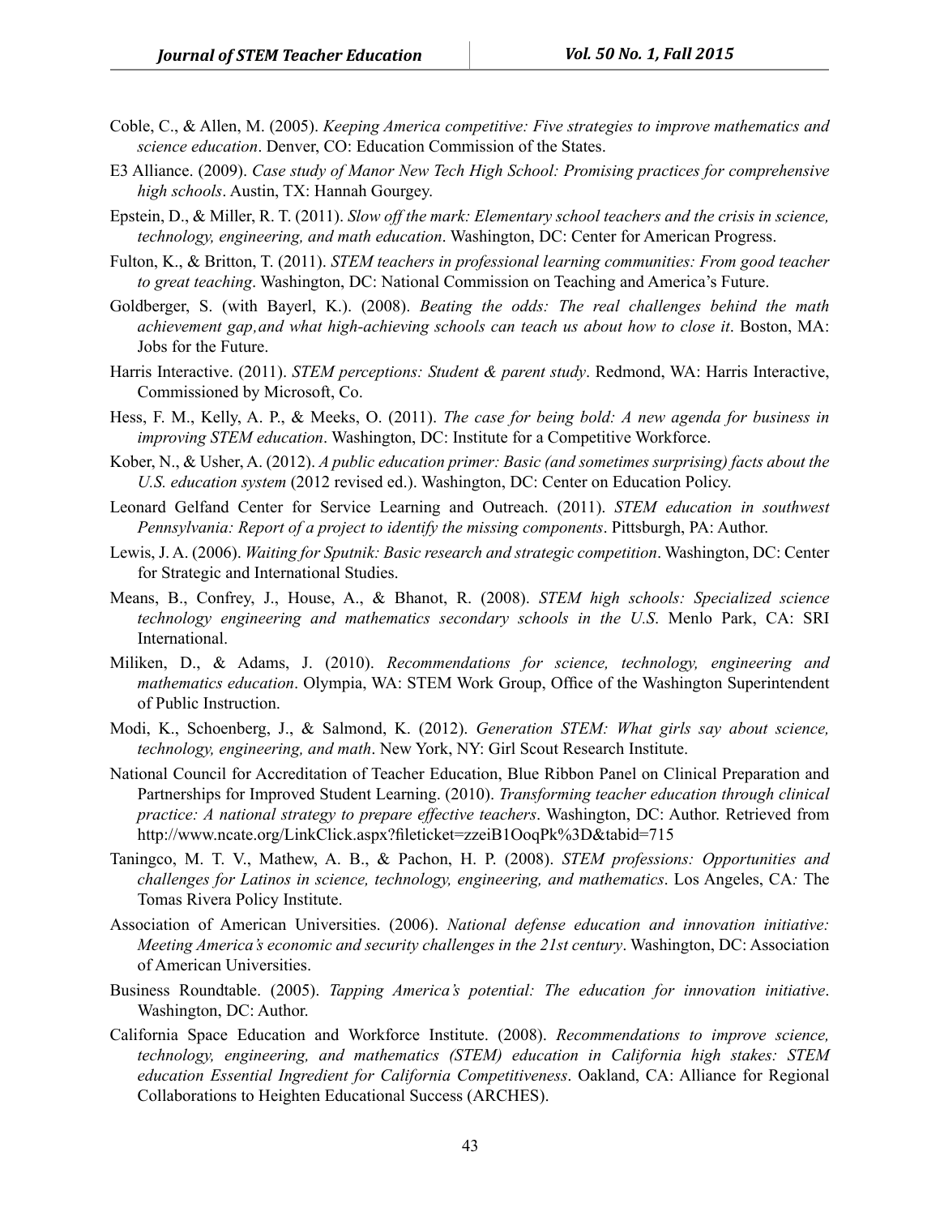Coble, C., & Allen, M. (2005). *Keeping America competitive: Five strategies to improve mathematics and science education*. Denver, CO: Education Commission of the States.

E3 Alliance. (2009). *Case study of Manor New Tech High School: Promising practices for comprehensive high schools*. Austin, TX: Hannah Gourgey.

Epstein, D., & Miller, R. T. (2011). *Slow off the mark: Elementary school teachers and the crisis in science, technology, engineering, and math education*. Washington, DC: Center for American Progress.

Fulton, K., & Britton, T. (2011). *STEM teachers in professional learning communities: From good teacher to great teaching*. Washington, DC: National Commission on Teaching and America's Future.

Goldberger, S. (with Bayerl, K.). (2008). *Beating the odds: The real challenges behind the math achievement gap,and what high-achieving schools can teach us about how to close it*. Boston, MA: Jobs for the Future.

Harris Interactive. (2011). *STEM perceptions: Student & parent study*. Redmond, WA: Harris Interactive, Commissioned by Microsoft, Co.

Hess, F. M., Kelly, A. P., & Meeks, O. (2011). *The case for being bold: A new agenda for business in improving STEM education*. Washington, DC: Institute for a Competitive Workforce.

Kober, N., & Usher, A. (2012). *A public education primer: Basic (and sometimes surprising) facts about the U.S. education system* (2012 revised ed.). Washington, DC: Center on Education Policy.

Leonard Gelfand Center for Service Learning and Outreach. (2011). *STEM education in southwest Pennsylvania: Report of a project to identify the missing components*. Pittsburgh, PA: Author.

Lewis, J. A. (2006). *Waiting for Sputnik: Basic research and strategic competition*. Washington, DC: Center for Strategic and International Studies.

Means, B., Confrey, J., House, A., & Bhanot, R. (2008). *STEM high schools: Specialized science technology engineering and mathematics secondary schools in the U.S*. Menlo Park, CA: SRI International.

Miliken, D., & Adams, J. (2010). *Recommendations for science, technology, engineering and mathematics education*. Olympia, WA: STEM Work Group, Office of the Washington Superintendent of Public Instruction.

Modi, K., Schoenberg, J., & Salmond, K. (2012). *Generation STEM: What girls say about science, technology, engineering, and math*. New York, NY: Girl Scout Research Institute.

National Council for Accreditation of Teacher Education, Blue Ribbon Panel on Clinical Preparation and Partnerships for Improved Student Learning. (2010). *Transforming teacher education through clinical practice: A national strategy to prepare effective teachers*. Washington, DC: Author. Retrieved from http://www.ncate.org/LinkClick.aspx?fileticket=zzeiB1OoqPk%3D&tabid=715

Taningco, M. T. V., Mathew, A. B., & Pachon, H. P. (2008). *STEM professions: Opportunities and challenges for Latinos in science, technology, engineering, and mathematics*. Los Angeles, CA*:* The Tomas Rivera Policy Institute.

Association of American Universities. (2006). *National defense education and innovation initiative: Meeting America's economic and security challenges in the 21st century*. Washington, DC: Association of American Universities.

Business Roundtable. (2005). *Tapping America's potential: The education for innovation initiative*. Washington, DC: Author.

California Space Education and Workforce Institute. (2008). *Recommendations to improve science, technology, engineering, and mathematics (STEM) education in California high stakes: STEM education Essential Ingredient for California Competitiveness*. Oakland, CA: Alliance for Regional Collaborations to Heighten Educational Success (ARCHES).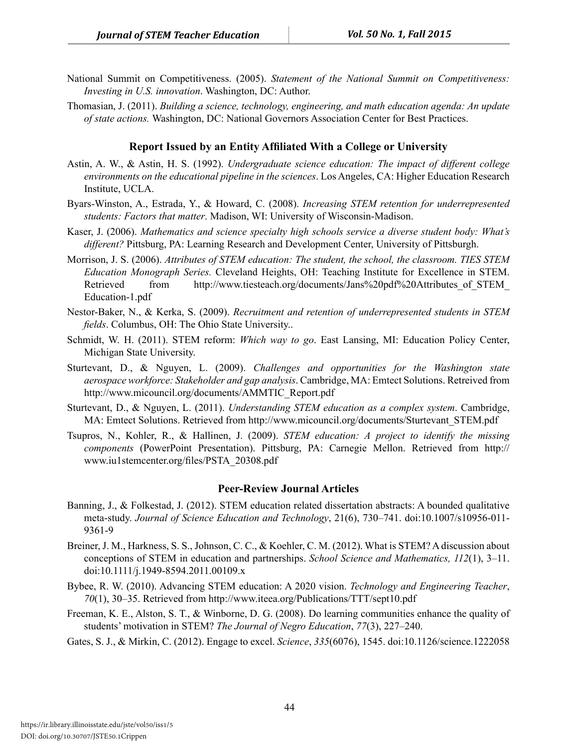National Summit on Competitiveness. (2005). *Statement of the National Summit on Competitiveness: Investing in U.S. innovation*. Washington, DC: Author.

Thomasian, J. (2011). *Building a science, technology, engineering, and math education agenda: An update of state actions.* Washington, DC: National Governors Association Center for Best Practices.

### Report Issued by an Entity Affiliated With a College or University

Astin, A. W., & Astin, H. S. (1992). *Undergraduate science education: The impact of different college environments on the educational pipeline in the sciences*. Los Angeles, CA: Higher Education Research Institute, UCLA.

Byars-Winston, A., Estrada, Y., & Howard, C. (2008). *Increasing STEM retention for underrepresented students: Factors that matter*. Madison, WI: University of Wisconsin-Madison.

Kaser, J. (2006). *Mathematics and science specialty high schools service a diverse student body: What's different?* Pittsburg, PA: Learning Research and Development Center, University of Pittsburgh.

Morrison, J. S. (2006). *Attributes of STEM education: The student, the school, the classroom. TIES STEM Education Monograph Series.* Cleveland Heights, OH: Teaching Institute for Excellence in STEM. Retrieved from http://www.tiesteach.org/documents/Jans%20pdf%20Attributes_of_STEM_Education-1.pdf

Nestor-Baker, N., & Kerka, S. (2009). *Recruitment and retention of underrepresented students in STEM fields*. Columbus, OH: The Ohio State University..

Schmidt, W. H. (2011). STEM reform: *Which way to go*. East Lansing, MI: Education Policy Center, Michigan State University.

Sturtevant, D., & Nguyen, L. (2009). *Challenges and opportunities for the Washington state aerospace workforce: Stakeholder and gap analysis*. Cambridge, MA: Emtect Solutions. Retreived from http://www.micouncil.org/documents/AMMTIC_Report.pdf

Sturtevant, D., & Nguyen, L. (2011). *Understanding STEM education as a complex system*. Cambridge, MA: Emtect Solutions. Retrieved from http://www.micouncil.org/documents/Sturtevant_STEM.pdf

Tsupros, N., Kohler, R., & Hallinen, J. (2009). *STEM education: A project to identify the missing components* (PowerPoint Presentation). Pittsburg, PA: Carnegie Mellon. Retrieved from http://www.iu1stemcenter.org/files/PSTA_20308.pdf

### Peer-Review Journal Articles

Banning, J., & Folkestad, J. (2012). STEM education related dissertation abstracts: A bounded qualitative meta-study. *Journal of Science Education and Technology*, 21(6), 730–741. doi:10.1007/s10956-011-9361-9

Breiner, J. M., Harkness, S. S., Johnson, C. C., & Koehler, C. M. (2012). What is STEM? A discussion about conceptions of STEM in education and partnerships. *School Science and Mathematics, 112*(1), 3–11. doi:10.1111/j.1949-8594.2011.00109.x

Bybee, R. W. (2010). Advancing STEM education: A 2020 vision. *Technology and Engineering Teacher*, *70*(1), 30–35. Retrieved from http://www.iteea.org/Publications/TTT/sept10.pdf

Freeman, K. E., Alston, S. T., & Winborne, D. G. (2008). Do learning communities enhance the quality of students' motivation in STEM? *The Journal of Negro Education*, *77*(3), 227–240.

Gates, S. J., & Mirkin, C. (2012). Engage to excel. *Science*, *335*(6076), 1545. doi:10.1126/science.1222058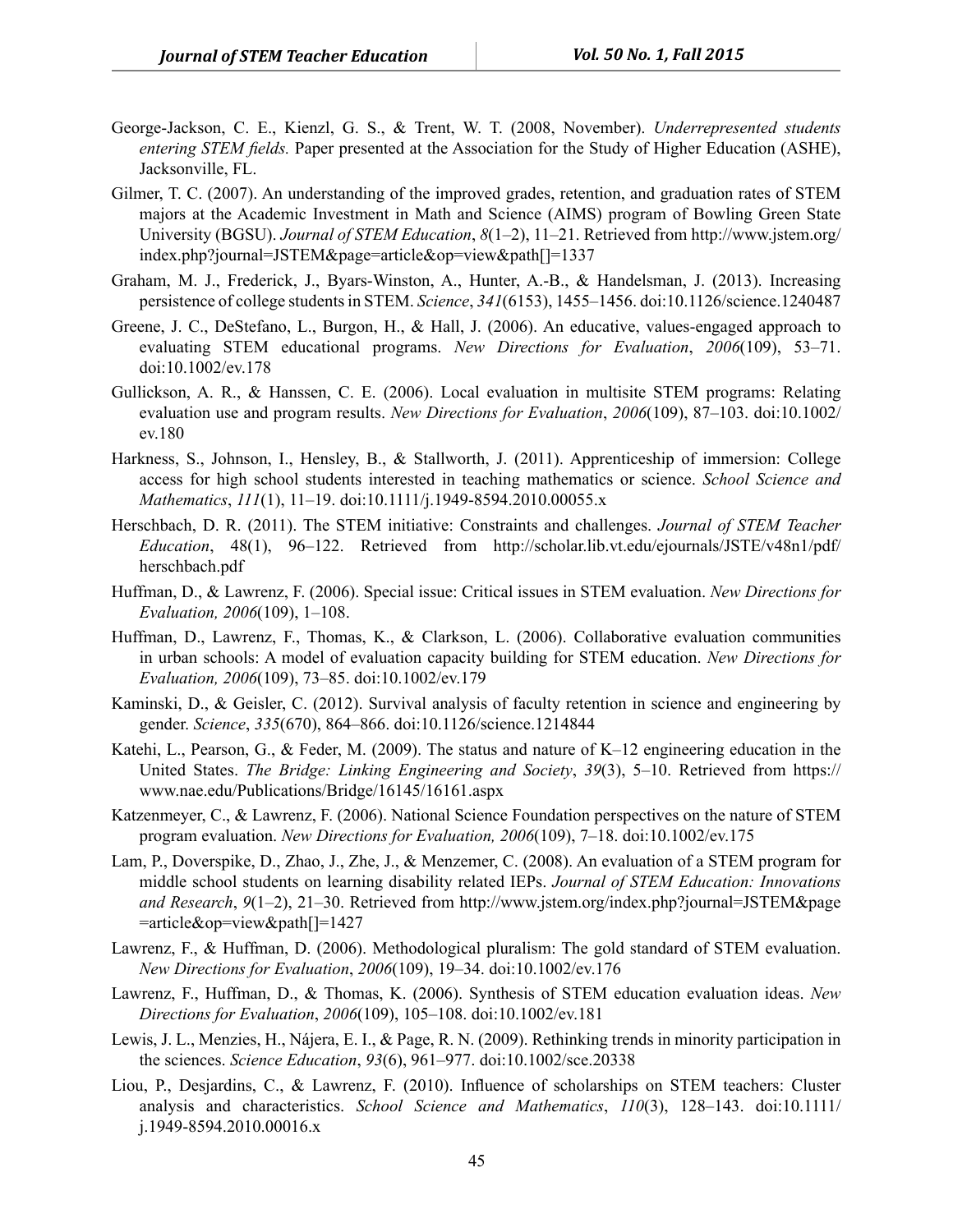George-Jackson, C. E., Kienzl, G. S., & Trent, W. T. (2008, November). *Underrepresented students entering STEM fields.* Paper presented at the Association for the Study of Higher Education (ASHE), Jacksonville, FL.

Gilmer, T. C. (2007). An understanding of the improved grades, retention, and graduation rates of STEM majors at the Academic Investment in Math and Science (AIMS) program of Bowling Green State University (BGSU). *Journal of STEM Education*, *8*(1–2), 11–21. Retrieved from http://www.jstem.org/index.php?journal=JSTEM&page=article&op=view&path[]=1337

Graham, M. J., Frederick, J., Byars-Winston, A., Hunter, A.-B., & Handelsman, J. (2013). Increasing persistence of college students in STEM. *Science*, *341*(6153), 1455–1456. doi:10.1126/science.1240487

Greene, J. C., DeStefano, L., Burgon, H., & Hall, J. (2006). An educative, values-engaged approach to evaluating STEM educational programs. *New Directions for Evaluation*, *2006*(109), 53–71. doi:10.1002/ev.178

Gullickson, A. R., & Hanssen, C. E. (2006). Local evaluation in multisite STEM programs: Relating evaluation use and program results. *New Directions for Evaluation*, *2006*(109), 87–103. doi:10.1002/ev.180

Harkness, S., Johnson, I., Hensley, B., & Stallworth, J. (2011). Apprenticeship of immersion: College access for high school students interested in teaching mathematics or science. *School Science and Mathematics*, *111*(1), 11–19. doi:10.1111/j.1949-8594.2010.00055.x

Herschbach, D. R. (2011). The STEM initiative: Constraints and challenges. *Journal of STEM Teacher Education*, 48(1), 96–122. Retrieved from http://scholar.lib.vt.edu/ejournals/JSTE/v48n1/pdf/herschbach.pdf

Huffman, D., & Lawrenz, F. (2006). Special issue: Critical issues in STEM evaluation. *New Directions for Evaluation, 2006*(109), 1–108.

Huffman, D., Lawrenz, F., Thomas, K., & Clarkson, L. (2006). Collaborative evaluation communities in urban schools: A model of evaluation capacity building for STEM education. *New Directions for Evaluation, 2006*(109), 73–85. doi:10.1002/ev.179

Kaminski, D., & Geisler, C. (2012). Survival analysis of faculty retention in science and engineering by gender. *Science*, *335*(670), 864–866. doi:10.1126/science.1214844

Katehi, L., Pearson, G., & Feder, M. (2009). The status and nature of K–12 engineering education in the United States. *The Bridge: Linking Engineering and Society*, *39*(3), 5–10. Retrieved from https://www.nae.edu/Publications/Bridge/16145/16161.aspx

Katzenmeyer, C., & Lawrenz, F. (2006). National Science Foundation perspectives on the nature of STEM program evaluation. *New Directions for Evaluation, 2006*(109), 7–18. doi:10.1002/ev.175

Lam, P., Doverspike, D., Zhao, J., Zhe, J., & Menzemer, C. (2008). An evaluation of a STEM program for middle school students on learning disability related IEPs. *Journal of STEM Education: Innovations and Research*, *9*(1–2), 21–30. Retrieved from http://www.jstem.org/index.php?journal=JSTEM&page=article&op=view&path[]=1427

Lawrenz, F., & Huffman, D. (2006). Methodological pluralism: The gold standard of STEM evaluation. *New Directions for Evaluation*, *2006*(109), 19–34. doi:10.1002/ev.176

Lawrenz, F., Huffman, D., & Thomas, K. (2006). Synthesis of STEM education evaluation ideas. *New Directions for Evaluation*, *2006*(109), 105–108. doi:10.1002/ev.181

Lewis, J. L., Menzies, H., Nájera, E. I., & Page, R. N. (2009). Rethinking trends in minority participation in the sciences. *Science Education*, *93*(6), 961–977. doi:10.1002/sce.20338

Liou, P., Desjardins, C., & Lawrenz, F. (2010). Influence of scholarships on STEM teachers: Cluster analysis and characteristics. *School Science and Mathematics*, *110*(3), 128–143. doi:10.1111/j.1949-8594.2010.00016.x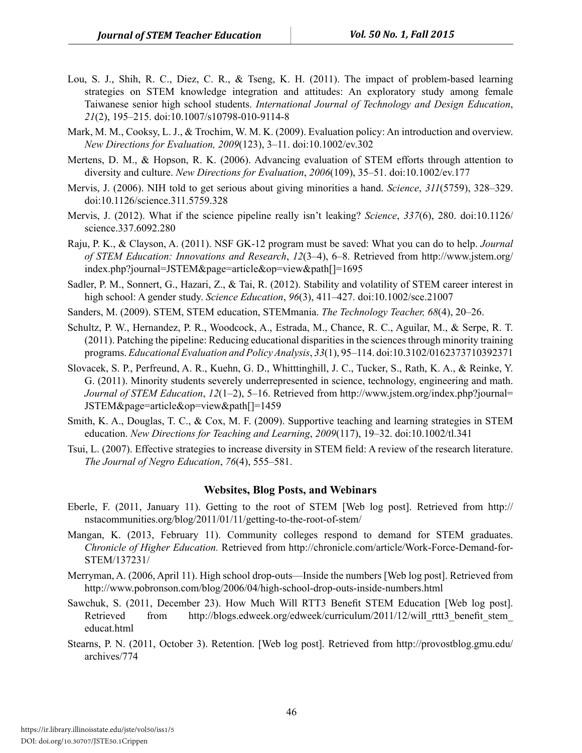Lou, S. J., Shih, R. C., Diez, C. R., & Tseng, K. H. (2011). The impact of problem-based learning strategies on STEM knowledge integration and attitudes: An exploratory study among female Taiwanese senior high school students. *International Journal of Technology and Design Education*, *21*(2), 195–215. doi:10.1007/s10798-010-9114-8

Mark, M. M., Cooksy, L. J., & Trochim, W. M. K. (2009). Evaluation policy: An introduction and overview. *New Directions for Evaluation, 2009*(123), 3–11. doi:10.1002/ev.302

Mertens, D. M., & Hopson, R. K. (2006). Advancing evaluation of STEM efforts through attention to diversity and culture. *New Directions for Evaluation*, *2006*(109), 35–51. doi:10.1002/ev.177

Mervis, J. (2006). NIH told to get serious about giving minorities a hand. *Science*, *311*(5759), 328–329. doi:10.1126/science.311.5759.328

Mervis, J. (2012). What if the science pipeline really isn't leaking? *Science*, *337*(6), 280. doi:10.1126/science.337.6092.280

Raju, P. K., & Clayson, A. (2011). NSF GK-12 program must be saved: What you can do to help. *Journal of STEM Education: Innovations and Research*, *12*(3–4), 6–8. Retrieved from http://www.jstem.org/index.php?journal=JSTEM&page=article&op=view&path[]=1695

Sadler, P. M., Sonnert, G., Hazari, Z., & Tai, R. (2012). Stability and volatility of STEM career interest in high school: A gender study. *Science Education*, *96*(3), 411–427. doi:10.1002/sce.21007

Sanders, M. (2009). STEM, STEM education, STEMmania. *The Technology Teacher, 68*(4), 20–26.

Schultz, P. W., Hernandez, P. R., Woodcock, A., Estrada, M., Chance, R. C., Aguilar, M., & Serpe, R. T. (2011). Patching the pipeline: Reducing educational disparities in the sciences through minority training programs. *Educational Evaluation and Policy Analysis*, *33*(1), 95–114. doi:10.3102/0162373710392371

Slovacek, S. P., Perfreund, A. R., Kuehn, G. D., Whitttinghill, J. C., Tucker, S., Rath, K. A., & Reinke, Y. G. (2011). Minority students severely underrepresented in science, technology, engineering and math. *Journal of STEM Education*, *12*(1–2), 5–16. Retrieved from http://www.jstem.org/index.php?journal=JSTEM&page=article&op=view&path[]=1459

Smith, K. A., Douglas, T. C., & Cox, M. F. (2009). Supportive teaching and learning strategies in STEM education. *New Directions for Teaching and Learning*, *2009*(117), 19–32. doi:10.1002/tl.341

Tsui, L. (2007). Effective strategies to increase diversity in STEM field: A review of the research literature. *The Journal of Negro Education*, *76*(4), 555–581.

### Websites, Blog Posts, and Webinars

Eberle, F. (2011, January 11). Getting to the root of STEM [Web log post]. Retrieved from http://nstacommunities.org/blog/2011/01/11/getting-to-the-root-of-stem/

Mangan, K. (2013, February 11). Community colleges respond to demand for STEM graduates. *Chronicle of Higher Education.* Retrieved from http://chronicle.com/article/Work-Force-Demand-for-STEM/137231/

Merryman, A. (2006, April 11). High school drop-outs—Inside the numbers [Web log post]. Retrieved from http://www.pobronson.com/blog/2006/04/high-school-drop-outs-inside-numbers.html

Sawchuk, S. (2011, December 23). How Much Will RTT3 Benefit STEM Education [Web log post]. Retrieved from http://blogs.edweek.org/edweek/curriculum/2011/12/will_rttt3_benefit_stem_educat.html

Stearns, P. N. (2011, October 3). Retention. [Web log post]. Retrieved from http://provostblog.gmu.edu/archives/774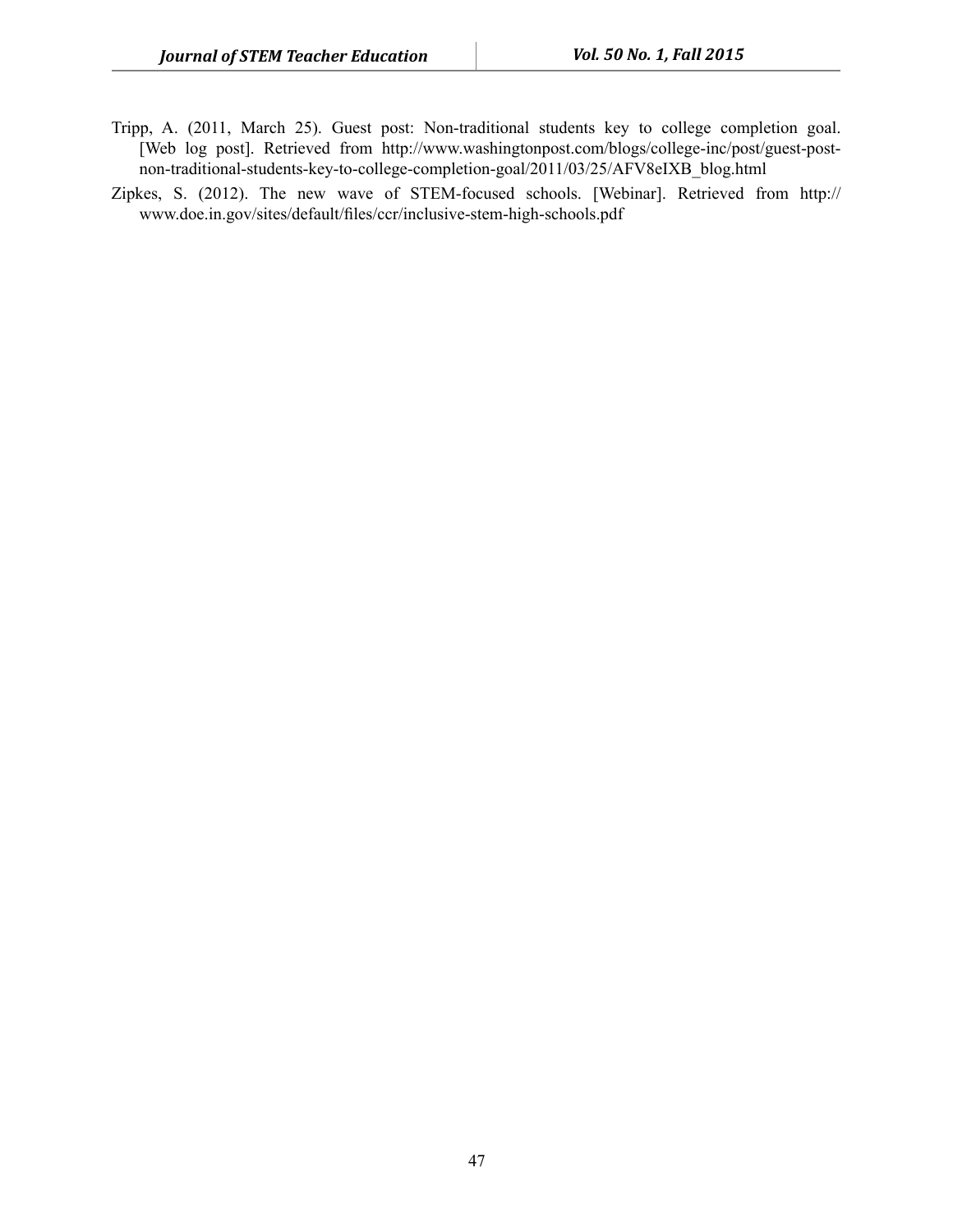Tripp, A. (2011, March 25). Guest post: Non-traditional students key to college completion goal. [Web log post]. Retrieved from http://www.washingtonpost.com/blogs/college-inc/post/guest-post-non-traditional-students-key-to-college-completion-goal/2011/03/25/AFV8eIXB_blog.html

Zipkes, S. (2012). The new wave of STEM-focused schools. [Webinar]. Retrieved from http://www.doe.in.gov/sites/default/files/ccr/inclusive-stem-high-schools.pdf